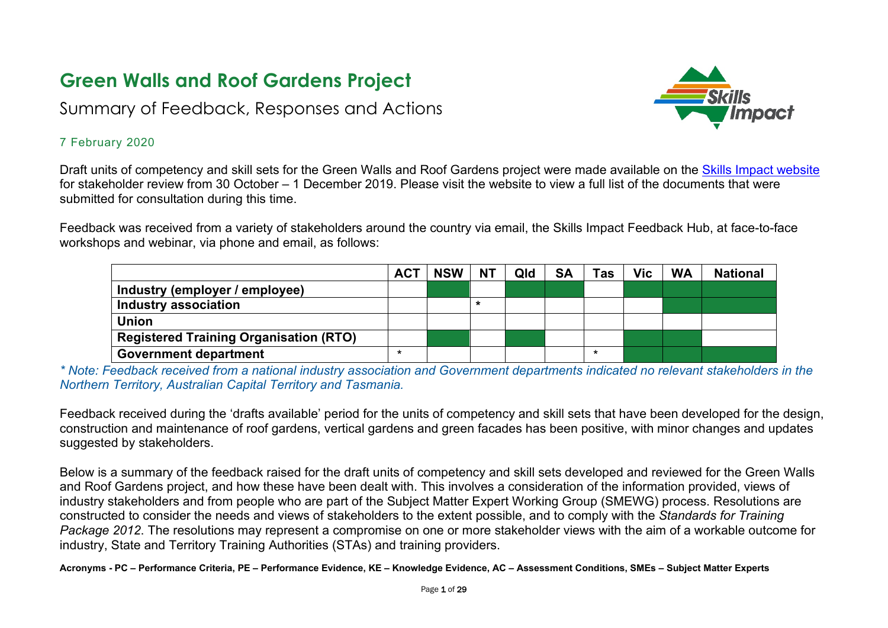# Green Walls and Roof Gardens Project

## Summary of Feedback, Responses and Actions

7 February 2020

Draft units of competency and skill sets for the Green Walls and Roof Gardens project were made available on the Skills Impact website for stakeholder review from 30 October – 1 December 2019. Please visit the website to view a full list of the documents that were submitted for consultation during this time.

Feedback was received from a variety of stakeholders around the country via email, the Skills Impact Feedback Hub, at face-to-face workshops and webinar, via phone and email, as follows:

| | ACT | NSW | NT | Qld | SA | Tas | Vic | WA | National |
|---|---|---|---|---|---|---|---|---|---|
| **Industry (employer / employee)** | | | | | | | | | |
| **Industry association** | | | * | | | | | | |
| **Union** | | | | | | | | | |
| **Registered Training Organisation (RTO)** | | | | | | | | | |
| **Government department** | * | | | | | * | | | |

*\* Note: Feedback received from a national industry association and Government departments indicated no relevant stakeholders in the Northern Territory, Australian Capital Territory and Tasmania.*

Feedback received during the 'drafts available' period for the units of competency and skill sets that have been developed for the design, construction and maintenance of roof gardens, vertical gardens and green facades has been positive, with minor changes and updates suggested by stakeholders.

Below is a summary of the feedback raised for the draft units of competency and skill sets developed and reviewed for the Green Walls and Roof Gardens project, and how these have been dealt with. This involves a consideration of the information provided, views of industry stakeholders and from people who are part of the Subject Matter Expert Working Group (SMEWG) process. Resolutions are constructed to consider the needs and views of stakeholders to the extent possible, and to comply with the *Standards for Training Package 2012*. The resolutions may represent a compromise on one or more stakeholder views with the aim of a workable outcome for industry, State and Territory Training Authorities (STAs) and training providers.

**Acronyms - PC – Performance Criteria, PE – Performance Evidence, KE – Knowledge Evidence, AC – Assessment Conditions, SMEs – Subject Matter Experts**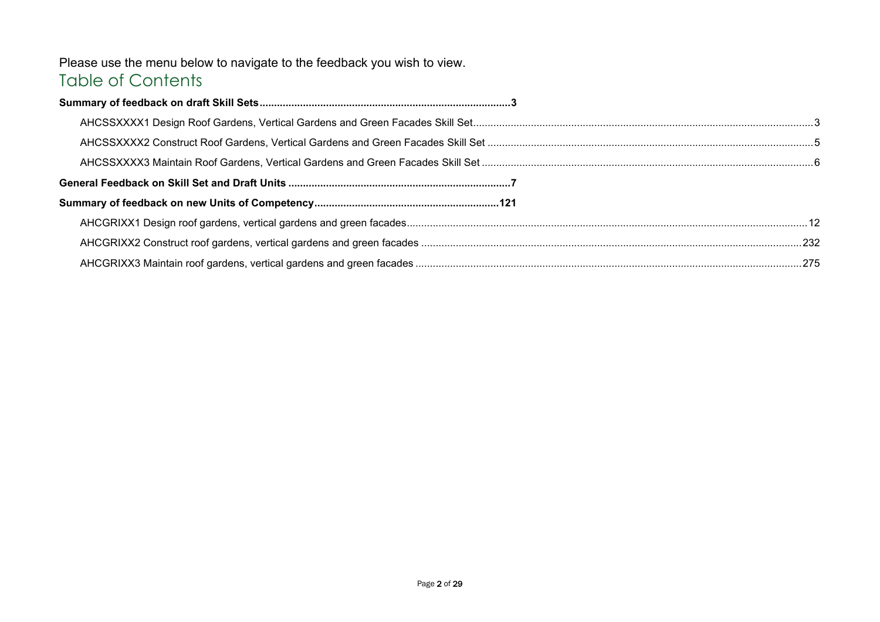Please use the menu below to navigate to the feedback you wish to view.

# Table of Contents

**Summary of feedback on draft Skill Sets......................................................................................3**

AHCSSXXXX1 Design Roof Gardens, Vertical Gardens and Green Facades Skill Set.....................................................................................................................................3

AHCSSXXXX2 Construct Roof Gardens, Vertical Gardens and Green Facades Skill Set ................................................................................................................................5

AHCSSXXXX3 Maintain Roof Gardens, Vertical Gardens and Green Facades Skill Set ..................................................................................................................................6

**General Feedback on Skill Set and Draft Units ............................................................................7**

**Summary of feedback on new Units of Competency...............................................................121**

AHCGRIXX1 Design roof gardens, vertical gardens and green facades..........................................................................................................................................12

AHCGRIXX2 Construct roof gardens, vertical gardens and green facades ...................................................................................................................................232

AHCGRIXX3 Maintain roof gardens, vertical gardens and green facades .....................................................................................................................................275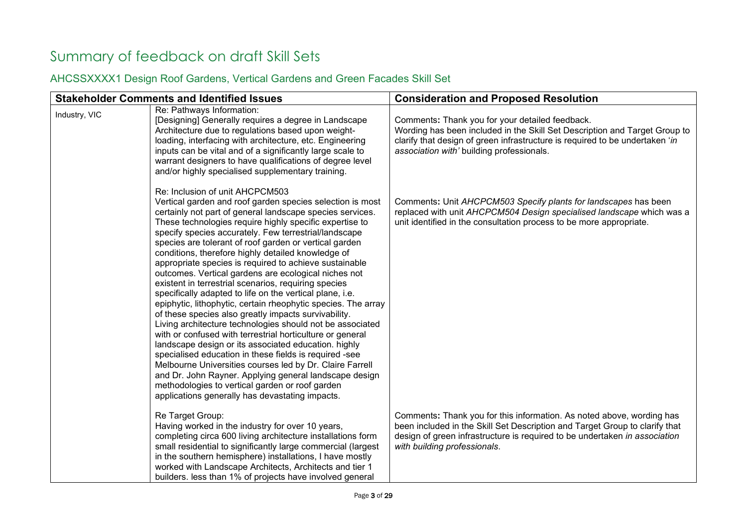# Summary of feedback on draft Skill Sets

## AHCSSXXXX1 Design Roof Gardens, Vertical Gardens and Green Facades Skill Set

| Stakeholder Comments and Identified Issues | | Consideration and Proposed Resolution |
|---|---|---|
| Industry, VIC | Re: Pathways Information:<br>[Designing] Generally requires a degree in Landscape Architecture due to regulations based upon weight-loading, interfacing with architecture, etc. Engineering inputs can be vital and of a significantly large scale to warrant designers to have qualifications of degree level and/or highly specialised supplementary training. | **Comments:** Thank you for your detailed feedback.<br>Wording has been included in the Skill Set Description and Target Group to clarify that design of green infrastructure is required to be undertaken '*in association with'* building professionals. |
| | Re: Inclusion of unit AHCPCM503<br>Vertical garden and roof garden species selection is most certainly not part of general landscape species services. These technologies require highly specific expertise to specify species accurately. Few terrestrial/landscape species are tolerant of roof garden or vertical garden conditions, therefore highly detailed knowledge of appropriate species is required to achieve sustainable outcomes. Vertical gardens are ecological niches not existent in terrestrial scenarios, requiring species specifically adapted to life on the vertical plane, i.e. epiphytic, lithophytic, certain rheophytic species. The array of these species also greatly impacts survivability. Living architecture technologies should not be associated with or confused with terrestrial horticulture or general landscape design or its associated education. highly specialised education in these fields is required -see Melbourne Universities courses led by Dr. Claire Farrell and Dr. John Rayner. Applying general landscape design methodologies to vertical garden or roof garden applications generally has devastating impacts. | **Comments:** Unit *AHCPCM503 Specify plants for landscapes* has been replaced with unit *AHCPCM504 Design specialised landscape* which was a unit identified in the consultation process to be more appropriate. |
| | Re Target Group:<br>Having worked in the industry for over 10 years, completing circa 600 living architecture installations form small residential to significantly large commercial (largest in the southern hemisphere) installations, I have mostly worked with Landscape Architects, Architects and tier 1 builders. less than 1% of projects have involved general | **Comments:** Thank you for this information. As noted above, wording has been included in the Skill Set Description and Target Group to clarify that design of green infrastructure is required to be undertaken *in association with building professionals*. |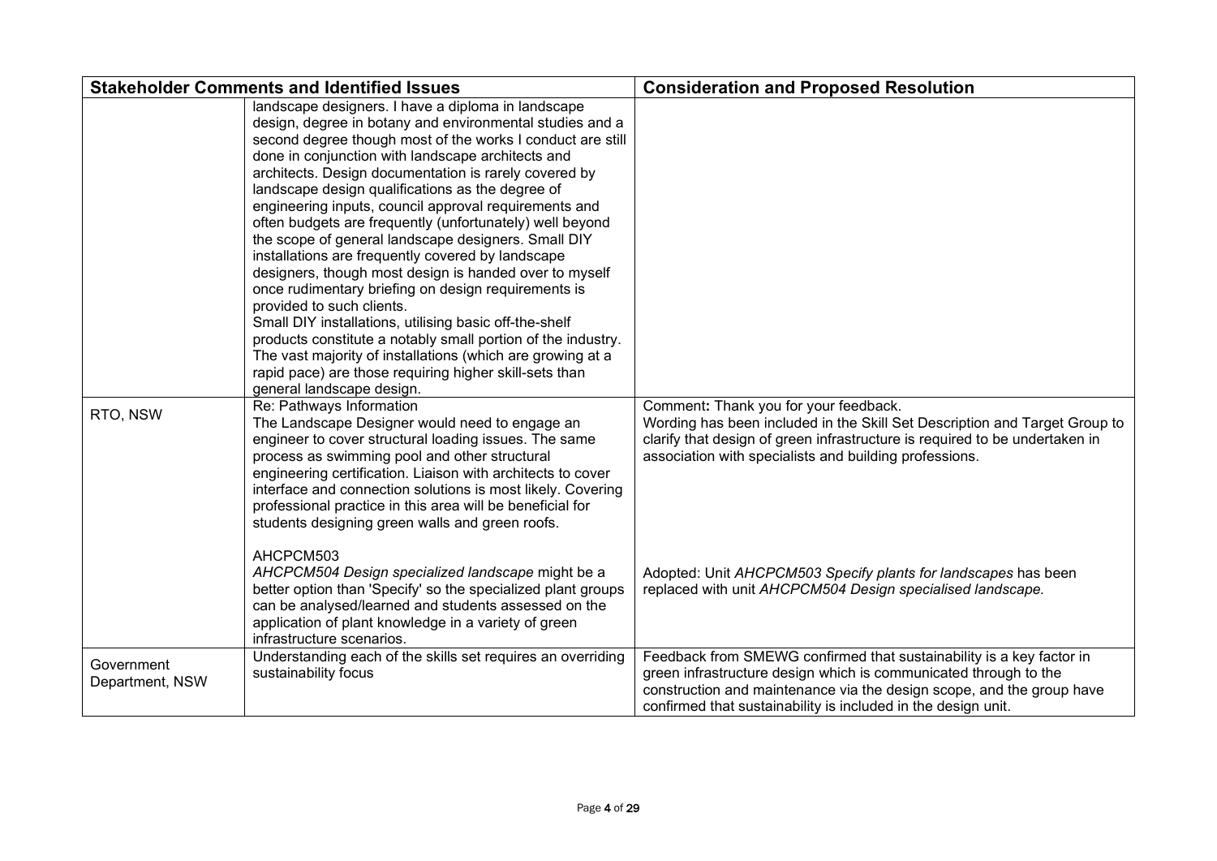| Stakeholder Comments and Identified Issues | | Consideration and Proposed Resolution |
|---|---|---|
| | landscape designers. I have a diploma in landscape design, degree in botany and environmental studies and a second degree though most of the works I conduct are still done in conjunction with landscape architects and architects. Design documentation is rarely covered by landscape design qualifications as the degree of engineering inputs, council approval requirements and often budgets are frequently (unfortunately) well beyond the scope of general landscape designers. Small DIY installations are frequently covered by landscape designers, though most design is handed over to myself once rudimentary briefing on design requirements is provided to such clients.<br>Small DIY installations, utilising basic off-the-shelf products constitute a notably small portion of the industry. The vast majority of installations (which are growing at a rapid pace) are those requiring higher skill-sets than general landscape design. | |
| RTO, NSW | Re: Pathways Information<br>The Landscape Designer would need to engage an engineer to cover structural loading issues. The same process as swimming pool and other structural engineering certification. Liaison with architects to cover interface and connection solutions is most likely. Covering professional practice in this area will be beneficial for students designing green walls and green roofs. | Comment**:** Thank you for your feedback.<br>Wording has been included in the Skill Set Description and Target Group to clarify that design of green infrastructure is required to be undertaken in association with specialists and building professions. |
| | AHCPCM503<br>*AHCPCM504 Design specialized landscape* might be a better option than 'Specify' so the specialized plant groups can be analysed/learned and students assessed on the application of plant knowledge in a variety of green infrastructure scenarios. | Adopted: Unit *AHCPCM503 Specify plants for landscapes* has been replaced with unit *AHCPCM504 Design specialised landscape.* |
| Government Department, NSW | Understanding each of the skills set requires an overriding sustainability focus | Feedback from SMEWG confirmed that sustainability is a key factor in green infrastructure design which is communicated through to the construction and maintenance via the design scope, and the group have confirmed that sustainability is included in the design unit. |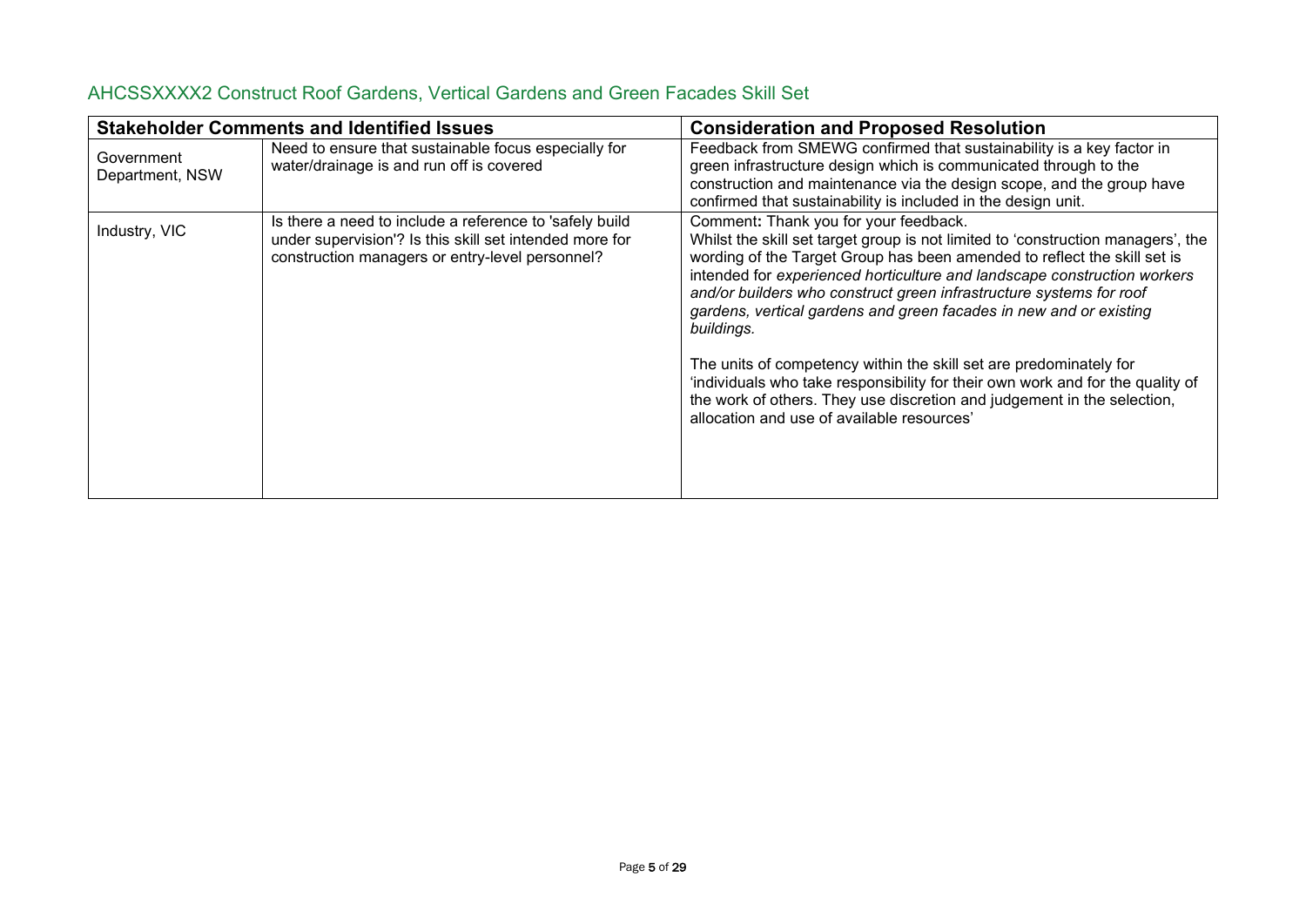## AHCSSXXXX2 Construct Roof Gardens, Vertical Gardens and Green Facades Skill Set

| **Stakeholder Comments and Identified Issues** | | **Consideration and Proposed Resolution** |
|---|---|---|
| Government Department, NSW | Need to ensure that sustainable focus especially for water/drainage is and run off is covered | Feedback from SMEWG confirmed that sustainability is a key factor in green infrastructure design which is communicated through to the construction and maintenance via the design scope, and the group have confirmed that sustainability is included in the design unit. |
| Industry, VIC | Is there a need to include a reference to 'safely build under supervision'? Is this skill set intended more for construction managers or entry-level personnel? | Comment**:** Thank you for your feedback.<br>Whilst the skill set target group is not limited to 'construction managers', the wording of the Target Group has been amended to reflect the skill set is intended for *experienced horticulture and landscape construction workers and/or builders who construct green infrastructure systems for roof gardens, vertical gardens and green facades in new and or existing buildings.*<br><br>The units of competency within the skill set are predominately for 'individuals who take responsibility for their own work and for the quality of the work of others. They use discretion and judgement in the selection, allocation and use of available resources' |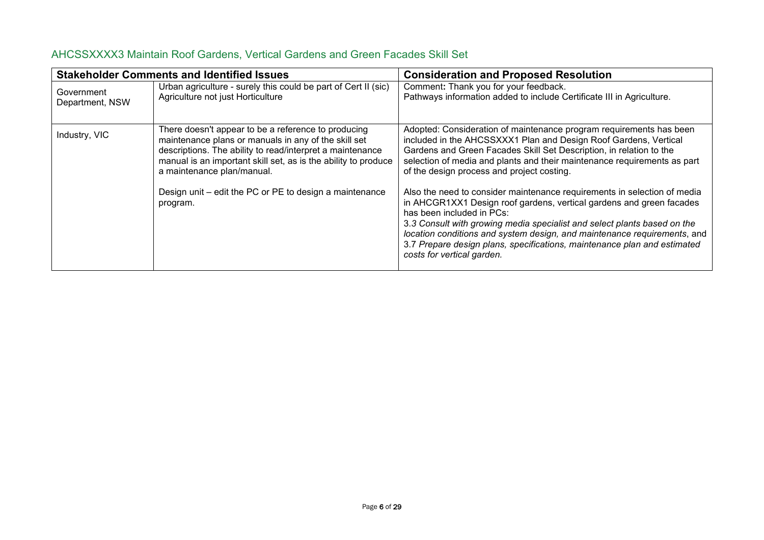## AHCSSXXXX3 Maintain Roof Gardens, Vertical Gardens and Green Facades Skill Set

| Stakeholder Comments and Identified Issues | | Consideration and Proposed Resolution |
|---|---|---|
| Government Department, NSW | Urban agriculture - surely this could be part of Cert II (sic) Agriculture not just Horticulture | Comment**:** Thank you for your feedback.<br>Pathways information added to include Certificate III in Agriculture. |
| Industry, VIC | There doesn't appear to be a reference to producing maintenance plans or manuals in any of the skill set descriptions. The ability to read/interpret a maintenance manual is an important skill set, as is the ability to produce a maintenance plan/manual.<br><br>Design unit – edit the PC or PE to design a maintenance program. | Adopted: Consideration of maintenance program requirements has been included in the AHCSSXXX1 Plan and Design Roof Gardens, Vertical Gardens and Green Facades Skill Set Description, in relation to the selection of media and plants and their maintenance requirements as part of the design process and project costing.<br><br>Also the need to consider maintenance requirements in selection of media in AHCGR1XX1 Design roof gardens, vertical gardens and green facades has been included in PCs:<br>3.*3 Consult with growing media specialist and select plants based on the location conditions and system design, and maintenance requirements*, and 3.7 *Prepare design plans, specifications, maintenance plan and estimated costs for vertical garden.* |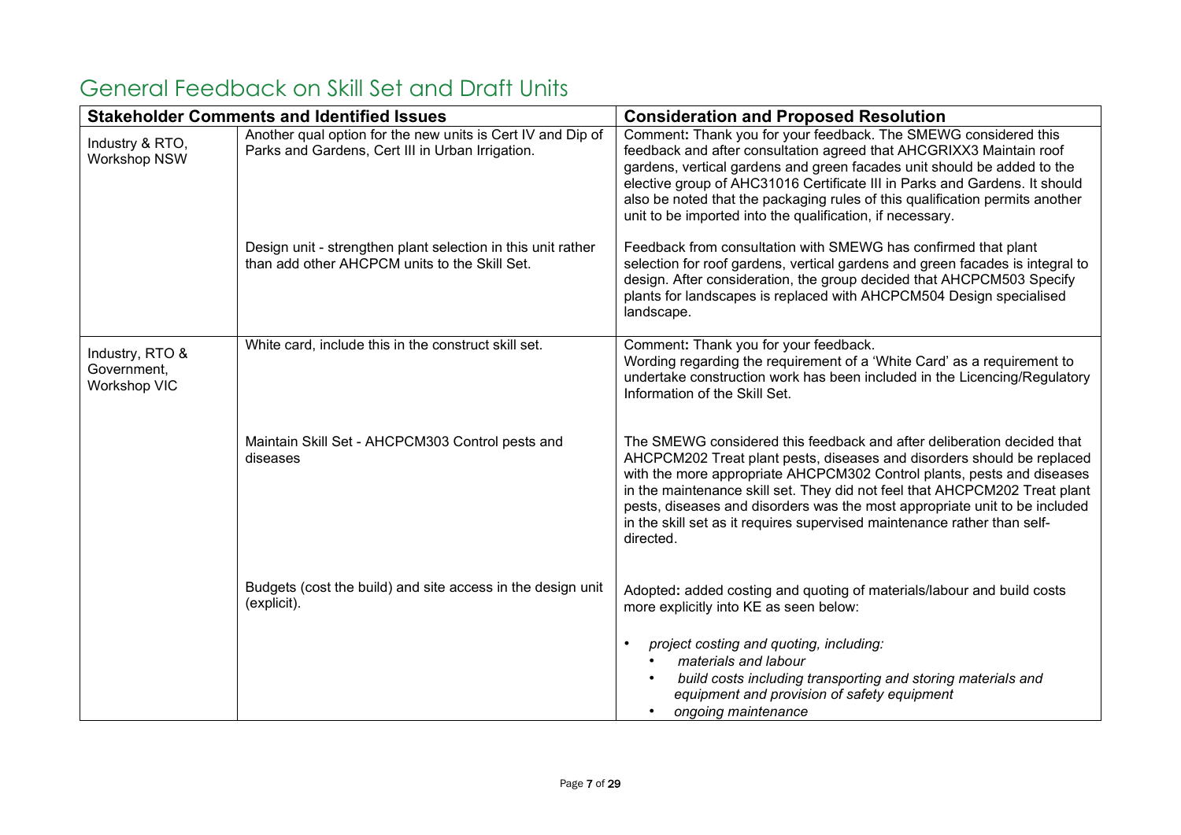# General Feedback on Skill Set and Draft Units

| Stakeholder Comments and Identified Issues | | Consideration and Proposed Resolution |
|---|---|---|
| Industry & RTO, Workshop NSW | Another qual option for the new units is Cert IV and Dip of Parks and Gardens, Cert III in Urban Irrigation. | Comment**:** Thank you for your feedback. The SMEWG considered this feedback and after consultation agreed that AHCGRIXX3 Maintain roof gardens, vertical gardens and green facades unit should be added to the elective group of AHC31016 Certificate III in Parks and Gardens. It should also be noted that the packaging rules of this qualification permits another unit to be imported into the qualification, if necessary. |
| | Design unit - strengthen plant selection in this unit rather than add other AHCPCM units to the Skill Set. | Feedback from consultation with SMEWG has confirmed that plant selection for roof gardens, vertical gardens and green facades is integral to design. After consideration, the group decided that AHCPCM503 Specify plants for landscapes is replaced with AHCPCM504 Design specialised landscape. |
| Industry, RTO & Government, Workshop VIC | White card, include this in the construct skill set. | Comment**:** Thank you for your feedback.<br>Wording regarding the requirement of a 'White Card' as a requirement to undertake construction work has been included in the Licencing/Regulatory Information of the Skill Set. |
| | Maintain Skill Set - AHCPCM303 Control pests and diseases | The SMEWG considered this feedback and after deliberation decided that AHCPCM202 Treat plant pests, diseases and disorders should be replaced with the more appropriate AHCPCM302 Control plants, pests and diseases in the maintenance skill set. They did not feel that AHCPCM202 Treat plant pests, diseases and disorders was the most appropriate unit to be included in the skill set as it requires supervised maintenance rather than self-directed. |
| | Budgets (cost the build) and site access in the design unit (explicit). | Adopted**:** added costing and quoting of materials/labour and build costs more explicitly into KE as seen below:<br>• *project costing and quoting, including:*<br>&nbsp;&nbsp;• *materials and labour*<br>&nbsp;&nbsp;• *build costs including transporting and storing materials and equipment and provision of safety equipment*<br>&nbsp;&nbsp;• *ongoing maintenance* |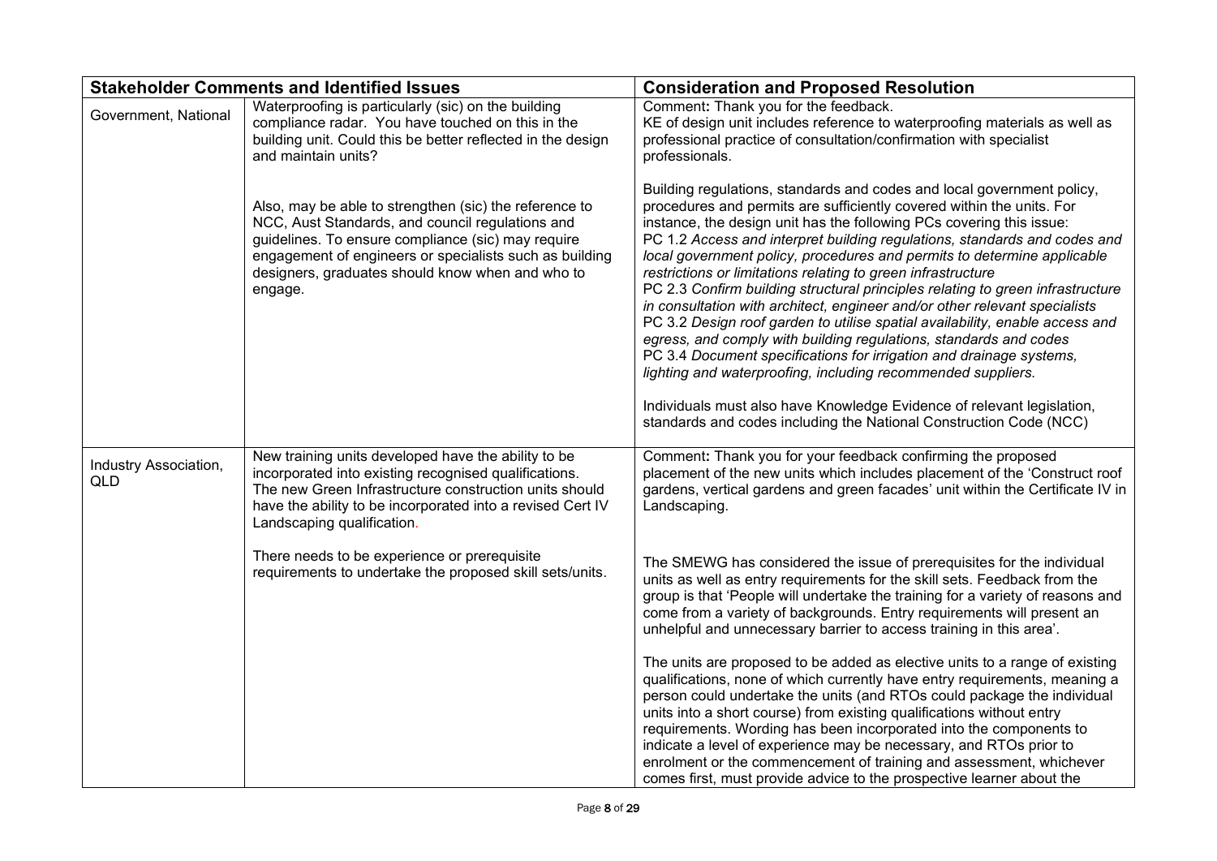| Stakeholder Comments and Identified Issues | | Consideration and Proposed Resolution |
|---|---|---|
| Government, National | Waterproofing is particularly (sic) on the building compliance radar. You have touched on this in the building unit. Could this be better reflected in the design and maintain units?<br><br>Also, may be able to strengthen (sic) the reference to NCC, Aust Standards, and council regulations and guidelines. To ensure compliance (sic) may require engagement of engineers or specialists such as building designers, graduates should know when and who to engage. | Comment**:** Thank you for the feedback.<br>KE of design unit includes reference to waterproofing materials as well as professional practice of consultation/confirmation with specialist professionals.<br><br>Building regulations, standards and codes and local government policy, procedures and permits are sufficiently covered within the units. For instance, the design unit has the following PCs covering this issue:<br>PC 1.2 *Access and interpret building regulations, standards and codes and local government policy, procedures and permits to determine applicable restrictions or limitations relating to green infrastructure*<br>PC 2.3 *Confirm building structural principles relating to green infrastructure in consultation with architect, engineer and/or other relevant specialists*<br>PC 3.2 *Design roof garden to utilise spatial availability, enable access and egress, and comply with building regulations, standards and codes*<br>PC 3.4 *Document specifications for irrigation and drainage systems, lighting and waterproofing, including recommended suppliers.*<br><br>Individuals must also have Knowledge Evidence of relevant legislation, standards and codes including the National Construction Code (NCC) |
| Industry Association, QLD | New training units developed have the ability to be incorporated into existing recognised qualifications. The new Green Infrastructure construction units should have the ability to be incorporated into a revised Cert IV Landscaping qualification.<br><br>There needs to be experience or prerequisite requirements to undertake the proposed skill sets/units. | Comment**:** Thank you for your feedback confirming the proposed placement of the new units which includes placement of the 'Construct roof gardens, vertical gardens and green facades' unit within the Certificate IV in Landscaping.<br><br>The SMEWG has considered the issue of prerequisites for the individual units as well as entry requirements for the skill sets. Feedback from the group is that 'People will undertake the training for a variety of reasons and come from a variety of backgrounds. Entry requirements will present an unhelpful and unnecessary barrier to access training in this area'.<br><br>The units are proposed to be added as elective units to a range of existing qualifications, none of which currently have entry requirements, meaning a person could undertake the units (and RTOs could package the individual units into a short course) from existing qualifications without entry requirements. Wording has been incorporated into the components to indicate a level of experience may be necessary, and RTOs prior to enrolment or the commencement of training and assessment, whichever comes first, must provide advice to the prospective learner about the |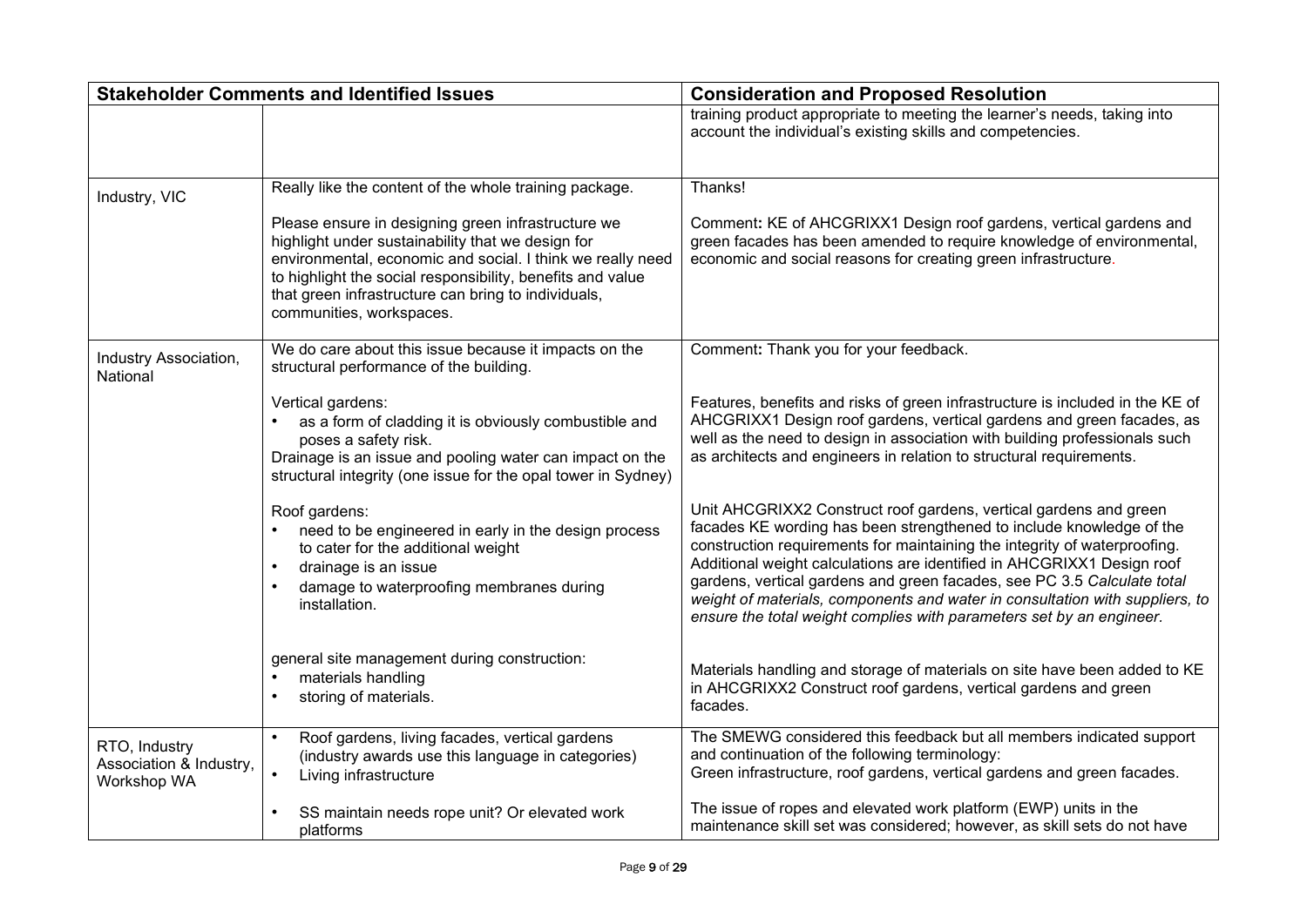| Stakeholder Comments and Identified Issues | | Consideration and Proposed Resolution |
|---|---|---|
| | | training product appropriate to meeting the learner's needs, taking into account the individual's existing skills and competencies. |
| Industry, VIC | Really like the content of the whole training package.<br><br>Please ensure in designing green infrastructure we highlight under sustainability that we design for environmental, economic and social. I think we really need to highlight the social responsibility, benefits and value that green infrastructure can bring to individuals, communities, workspaces. | Thanks!<br><br>Comment**:** KE of AHCGRIXX1 Design roof gardens, vertical gardens and green facades has been amended to require knowledge of environmental, economic and social reasons for creating green infrastructure. |
| Industry Association, National | We do care about this issue because it impacts on the structural performance of the building.<br><br>Vertical gardens:<br>• as a form of cladding it is obviously combustible and poses a safety risk.<br>Drainage is an issue and pooling water can impact on the structural integrity (one issue for the opal tower in Sydney)<br><br>Roof gardens:<br>• need to be engineered in early in the design process to cater for the additional weight<br>• drainage is an issue<br>• damage to waterproofing membranes during installation.<br><br>general site management during construction:<br>• materials handling<br>• storing of materials. | Comment**:** Thank you for your feedback.<br><br>Features, benefits and risks of green infrastructure is included in the KE of AHCGRIXX1 Design roof gardens, vertical gardens and green facades, as well as the need to design in association with building professionals such as architects and engineers in relation to structural requirements.<br><br>Unit AHCGRIXX2 Construct roof gardens, vertical gardens and green facades KE wording has been strengthened to include knowledge of the construction requirements for maintaining the integrity of waterproofing. Additional weight calculations are identified in AHCGRIXX1 Design roof gardens, vertical gardens and green facades, see PC 3.5 *Calculate total weight of materials, components and water in consultation with suppliers, to ensure the total weight complies with parameters set by an engineer.*<br><br>Materials handling and storage of materials on site have been added to KE in AHCGRIXX2 Construct roof gardens, vertical gardens and green facades. |
| RTO, Industry Association & Industry, Workshop WA | • Roof gardens, living facades, vertical gardens (industry awards use this language in categories)<br>• Living infrastructure<br><br>• SS maintain needs rope unit? Or elevated work platforms | The SMEWG considered this feedback but all members indicated support and continuation of the following terminology:<br>Green infrastructure, roof gardens, vertical gardens and green facades.<br><br>The issue of ropes and elevated work platform (EWP) units in the maintenance skill set was considered; however, as skill sets do not have |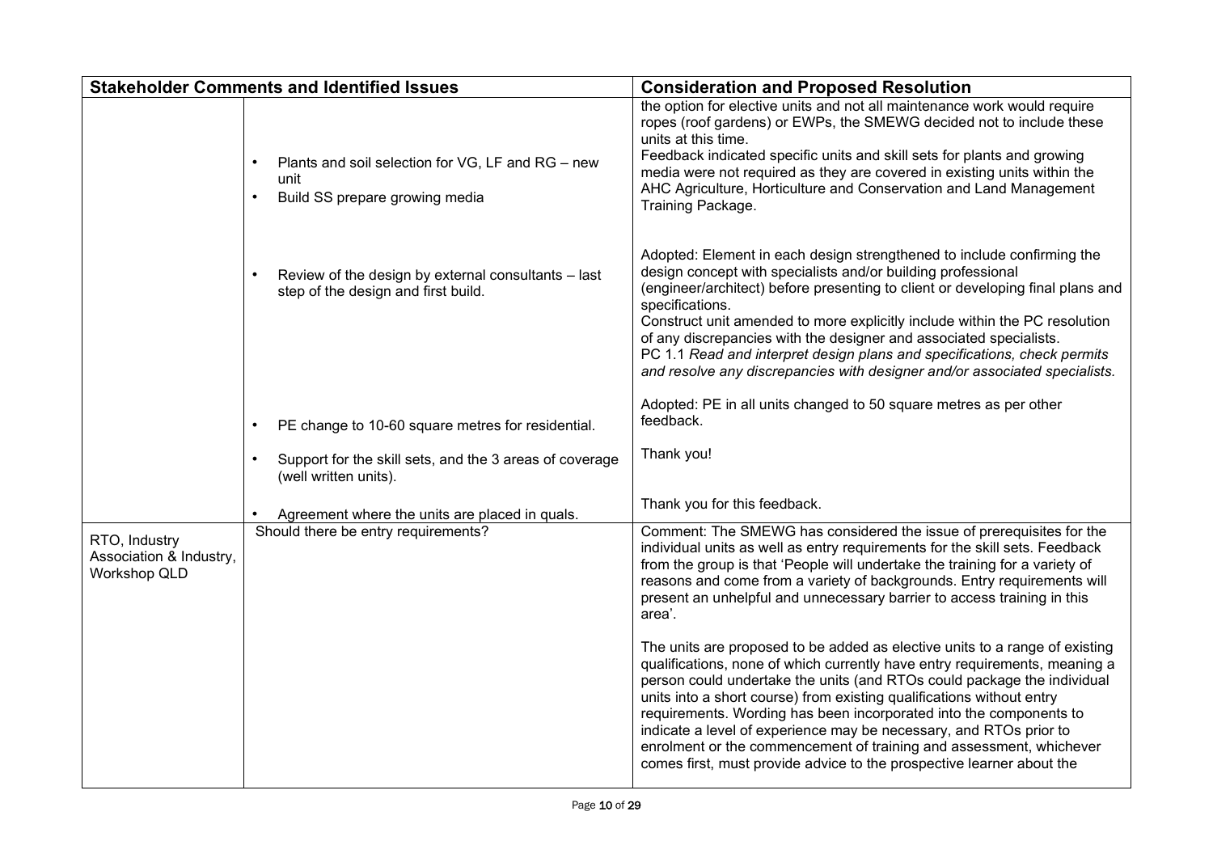| Stakeholder Comments and Identified Issues | | Consideration and Proposed Resolution |
|---|---|---|
| | | the option for elective units and not all maintenance work would require ropes (roof gardens) or EWPs, the SMEWG decided not to include these units at this time. |
| | • Plants and soil selection for VG, LF and RG – new unit<br>• Build SS prepare growing media | Feedback indicated specific units and skill sets for plants and growing media were not required as they are covered in existing units within the AHC Agriculture, Horticulture and Conservation and Land Management Training Package. |
| | • Review of the design by external consultants – last step of the design and first build. | Adopted: Element in each design strengthened to include confirming the design concept with specialists and/or building professional (engineer/architect) before presenting to client or developing final plans and specifications.<br>Construct unit amended to more explicitly include within the PC resolution of any discrepancies with the designer and associated specialists.<br>PC 1.1 *Read and interpret design plans and specifications, check permits and resolve any discrepancies with designer and/or associated specialists.* |
| | • PE change to 10-60 square metres for residential. | Adopted: PE in all units changed to 50 square metres as per other feedback. |
| | • Support for the skill sets, and the 3 areas of coverage (well written units). | Thank you! |
| | • Agreement where the units are placed in quals. | Thank you for this feedback. |
| RTO, Industry Association & Industry, Workshop QLD | Should there be entry requirements? | Comment: The SMEWG has considered the issue of prerequisites for the individual units as well as entry requirements for the skill sets. Feedback from the group is that 'People will undertake the training for a variety of reasons and come from a variety of backgrounds. Entry requirements will present an unhelpful and unnecessary barrier to access training in this area'.<br><br>The units are proposed to be added as elective units to a range of existing qualifications, none of which currently have entry requirements, meaning a person could undertake the units (and RTOs could package the individual units into a short course) from existing qualifications without entry requirements. Wording has been incorporated into the components to indicate a level of experience may be necessary, and RTOs prior to enrolment or the commencement of training and assessment, whichever comes first, must provide advice to the prospective learner about the |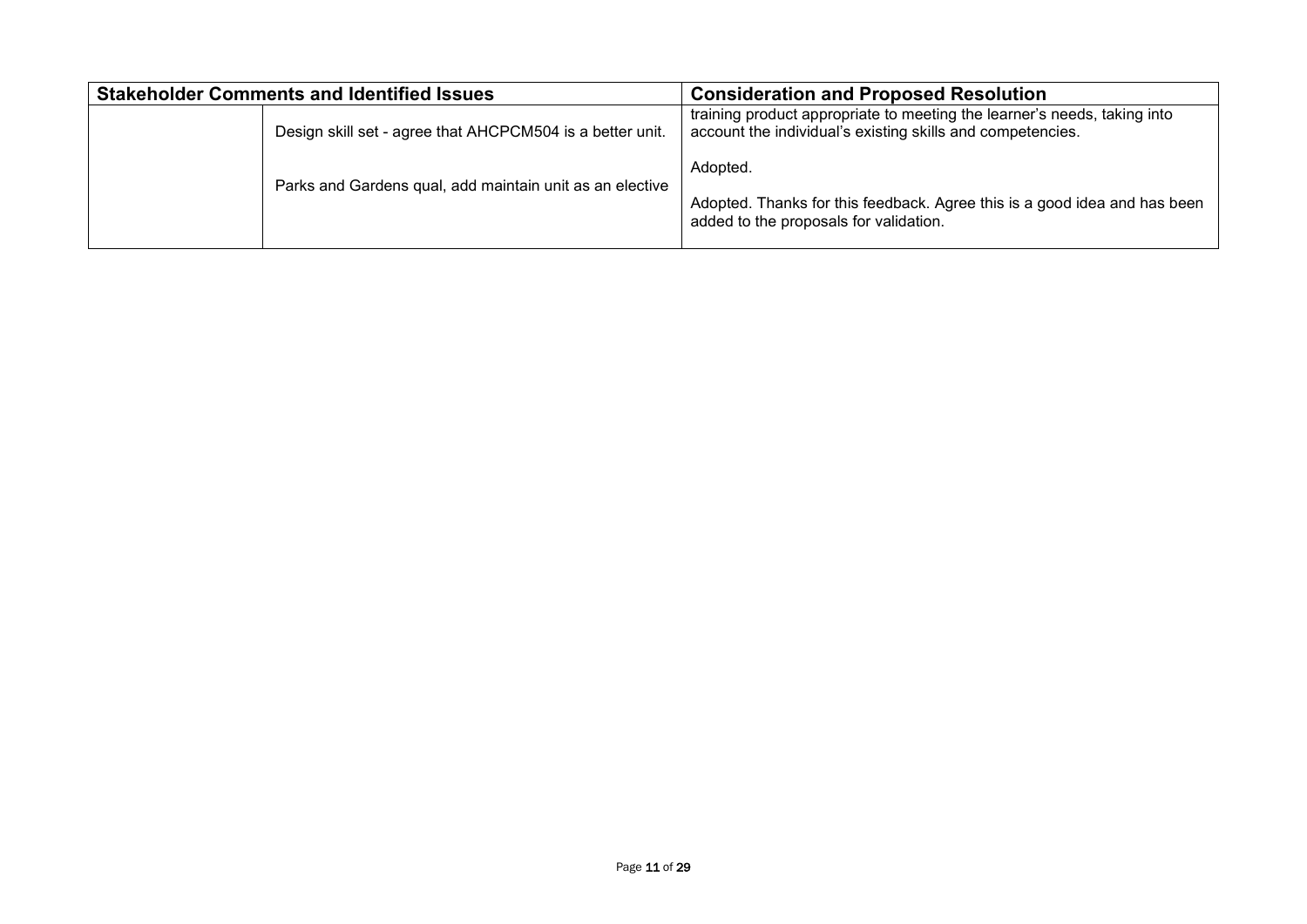| Stakeholder Comments and Identified Issues | | Consideration and Proposed Resolution |
|---|---|---|
| | | training product appropriate to meeting the learner's needs, taking into account the individual's existing skills and competencies. |
| | Design skill set - agree that AHCPCM504 is a better unit. | Adopted. |
| | Parks and Gardens qual, add maintain unit as an elective | Adopted. Thanks for this feedback. Agree this is a good idea and has been added to the proposals for validation. |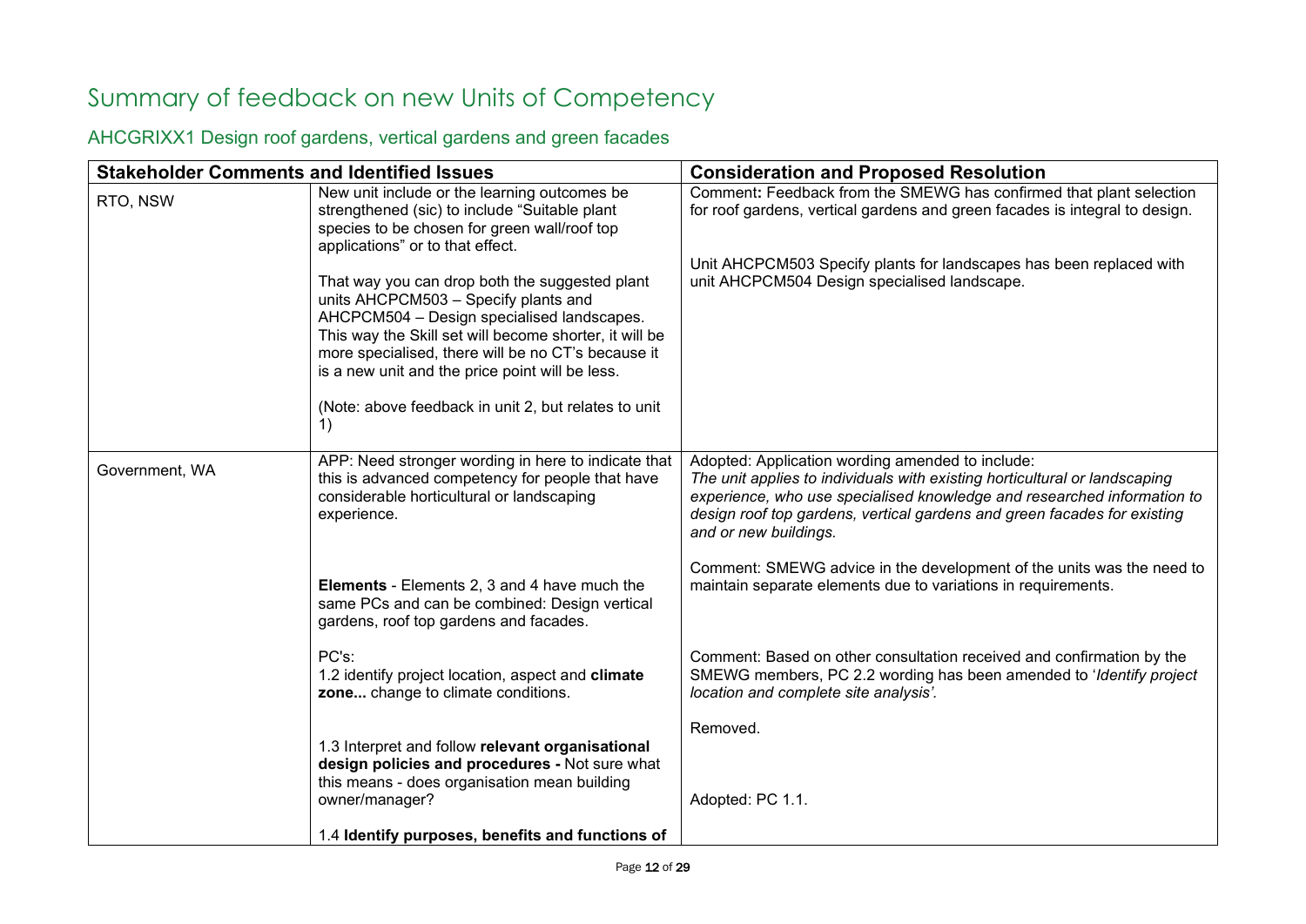# Summary of feedback on new Units of Competency

## AHCGRIXX1 Design roof gardens, vertical gardens and green facades

| Stakeholder Comments and Identified Issues | | Consideration and Proposed Resolution |
|---|---|---|
| RTO, NSW | New unit include or the learning outcomes be strengthened (sic) to include "Suitable plant species to be chosen for green wall/roof top applications" or to that effect.<br><br>That way you can drop both the suggested plant units AHCPCM503 – Specify plants and AHCPCM504 – Design specialised landscapes. This way the Skill set will become shorter, it will be more specialised, there will be no CT's because it is a new unit and the price point will be less.<br><br>(Note: above feedback in unit 2, but relates to unit 1) | Comment**:** Feedback from the SMEWG has confirmed that plant selection for roof gardens, vertical gardens and green facades is integral to design.<br><br>Unit AHCPCM503 Specify plants for landscapes has been replaced with unit AHCPCM504 Design specialised landscape. |
| Government, WA | APP: Need stronger wording in here to indicate that this is advanced competency for people that have considerable horticultural or landscaping experience. | Adopted: Application wording amended to include:<br>*The unit applies to individuals with existing horticultural or landscaping experience, who use specialised knowledge and researched information to design roof top gardens, vertical gardens and green facades for existing and or new buildings.* |
| | **Elements** - Elements 2, 3 and 4 have much the same PCs and can be combined: Design vertical gardens, roof top gardens and facades. | Comment: SMEWG advice in the development of the units was the need to maintain separate elements due to variations in requirements. |
| | PC's:<br>1.2 identify project location, aspect and **climate zone...** change to climate conditions. | Comment: Based on other consultation received and confirmation by the SMEWG members, PC 2.2 wording has been amended to '*Identify project location and complete site analysis'.* |
| | 1.3 Interpret and follow **relevant organisational design policies and procedures -** Not sure what this means - does organisation mean building owner/manager? | Removed. |
| | 1.4 **Identify purposes, benefits and functions of** | Adopted: PC 1.1. |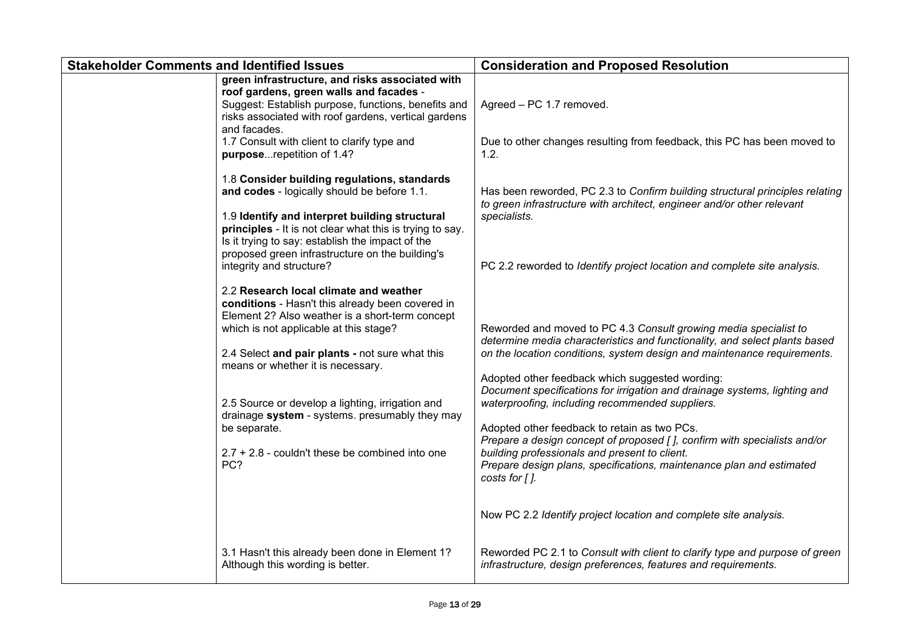| Stakeholder Comments and Identified Issues | | Consideration and Proposed Resolution |
|---|---|---|
| | **green infrastructure, and risks associated with roof gardens, green walls and facades** - Suggest: Establish purpose, functions, benefits and risks associated with roof gardens, vertical gardens and facades. | Agreed – PC 1.7 removed. |
| | 1.7 Consult with client to clarify type and **purpose**...repetition of 1.4? | Due to other changes resulting from feedback, this PC has been moved to 1.2. |
| | 1.8 **Consider building regulations, standards and codes** - logically should be before 1.1. | Has been reworded, PC 2.3 to *Confirm building structural principles relating to green infrastructure with architect, engineer and/or other relevant specialists.* |
| | 1.9 **Identify and interpret building structural principles** - It is not clear what this is trying to say. Is it trying to say: establish the impact of the proposed green infrastructure on the building's integrity and structure? | PC 2.2 reworded to *Identify project location and complete site analysis.* |
| | 2.2 **Research local climate and weather conditions** - Hasn't this already been covered in Element 2? Also weather is a short-term concept which is not applicable at this stage? | Reworded and moved to PC 4.3 *Consult growing media specialist to determine media characteristics and functionality, and select plants based on the location conditions, system design and maintenance requirements.* |
| | 2.4 Select **and pair plants -** not sure what this means or whether it is necessary. | Adopted other feedback which suggested wording: *Document specifications for irrigation and drainage systems, lighting and waterproofing, including recommended suppliers.* |
| | 2.5 Source or develop a lighting, irrigation and drainage **system** - systems. presumably they may be separate. | Adopted other feedback to retain as two PCs. *Prepare a design concept of proposed [ ], confirm with specialists and/or building professionals and present to client.* *Prepare design plans, specifications, maintenance plan and estimated costs for [ ].* |
| | 2.7 + 2.8 - couldn't these be combined into one PC? | Now PC 2.2 *Identify project location and complete site analysis.* |
| | 3.1 Hasn't this already been done in Element 1? Although this wording is better. | Reworded PC 2.1 to *Consult with client to clarify type and purpose of green infrastructure, design preferences, features and requirements.* |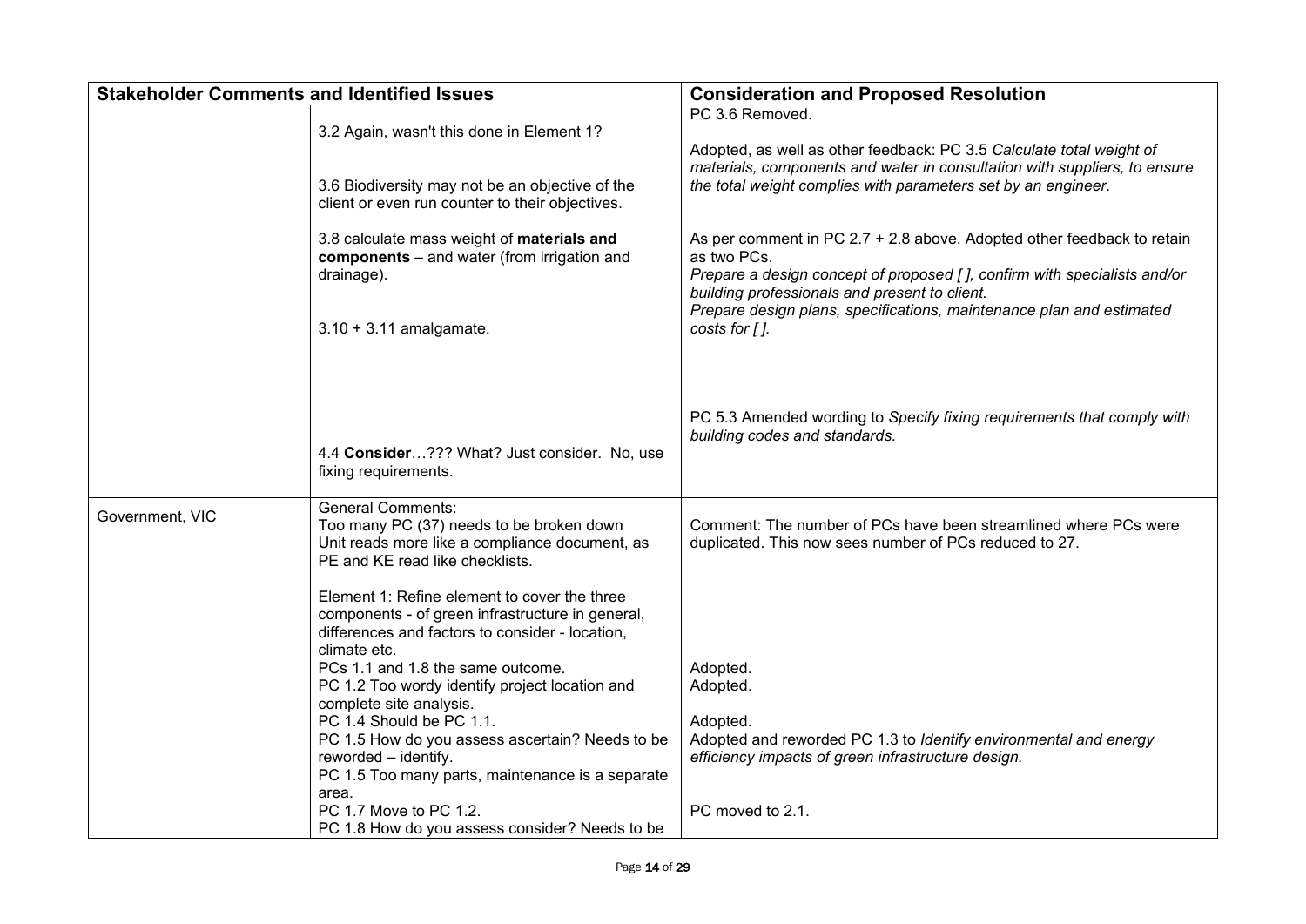| Stakeholder Comments and Identified Issues | | Consideration and Proposed Resolution |
|---|---|---|
| | 3.2 Again, wasn't this done in Element 1?<br><br>3.6 Biodiversity may not be an objective of the client or even run counter to their objectives.<br><br>3.8 calculate mass weight of **materials and components** – and water (from irrigation and drainage).<br><br>3.10 + 3.11 amalgamate.<br><br>4.4 **Consider**…??? What? Just consider. No, use fixing requirements. | PC 3.6 Removed.<br><br>Adopted, as well as other feedback: PC 3.5 *Calculate total weight of materials, components and water in consultation with suppliers, to ensure the total weight complies with parameters set by an engineer.*<br><br>As per comment in PC 2.7 + 2.8 above. Adopted other feedback to retain as two PCs.<br>*Prepare a design concept of proposed [ ], confirm with specialists and/or building professionals and present to client.*<br>*Prepare design plans, specifications, maintenance plan and estimated costs for [ ].*<br><br>PC 5.3 Amended wording to *Specify fixing requirements that comply with building codes and standards.* |
| Government, VIC | General Comments:<br>Too many PC (37) needs to be broken down<br>Unit reads more like a compliance document, as PE and KE read like checklists.<br><br>Element 1: Refine element to cover the three components - of green infrastructure in general, differences and factors to consider - location, climate etc.<br>PCs 1.1 and 1.8 the same outcome.<br>PC 1.2 Too wordy identify project location and complete site analysis.<br>PC 1.4 Should be PC 1.1.<br>PC 1.5 How do you assess ascertain? Needs to be reworded – identify.<br>PC 1.5 Too many parts, maintenance is a separate area.<br>PC 1.7 Move to PC 1.2.<br>PC 1.8 How do you assess consider? Needs to be | Comment: The number of PCs have been streamlined where PCs were duplicated. This now sees number of PCs reduced to 27.<br><br>Adopted.<br>Adopted.<br><br>Adopted.<br>Adopted and reworded PC 1.3 to *Identify environmental and energy efficiency impacts of green infrastructure design.*<br><br>PC moved to 2.1. |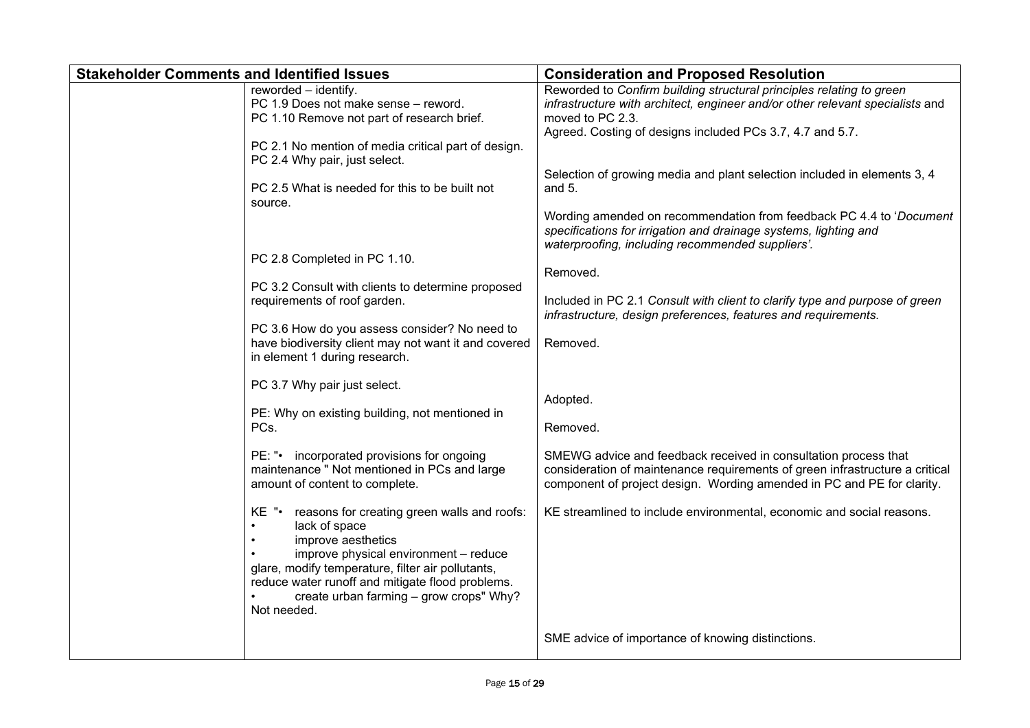| Stakeholder Comments and Identified Issues | | Consideration and Proposed Resolution |
|---|---|---|
| | reworded – identify. | Reworded to *Confirm building structural principles relating to green infrastructure with architect, engineer and/or other relevant specialists* and moved to PC 2.3. |
| | PC 1.9 Does not make sense – reword. | |
| | PC 1.10 Remove not part of research brief. | Agreed. Costing of designs included PCs 3.7, 4.7 and 5.7. |
| | PC 2.1 No mention of media critical part of design. | Selection of growing media and plant selection included in elements 3, 4 and 5. |
| | PC 2.4 Why pair, just select. | |
| | PC 2.5 What is needed for this to be built not source. | Wording amended on recommendation from feedback PC 4.4 to '*Document specifications for irrigation and drainage systems, lighting and waterproofing, including recommended suppliers'.* |
| | PC 2.8 Completed in PC 1.10. | Removed. |
| | PC 3.2 Consult with clients to determine proposed requirements of roof garden. | Included in PC 2.1 *Consult with client to clarify type and purpose of green infrastructure, design preferences, features and requirements.* |
| | PC 3.6 How do you assess consider? No need to have biodiversity client may not want it and covered in element 1 during research. | Removed. |
| | PC 3.7 Why pair just select. | Adopted. |
| | PE: Why on existing building, not mentioned in PCs. | Removed. |
| | PE: "• incorporated provisions for ongoing maintenance " Not mentioned in PCs and large amount of content to complete. | SMEWG advice and feedback received in consultation process that consideration of maintenance requirements of green infrastructure a critical component of project design. Wording amended in PC and PE for clarity. |
| | KE "• reasons for creating green walls and roofs:<br>• lack of space<br>• improve aesthetics<br>• improve physical environment – reduce glare, modify temperature, filter air pollutants, reduce water runoff and mitigate flood problems.<br>• create urban farming – grow crops" Why? Not needed. | KE streamlined to include environmental, economic and social reasons. |
| | | SME advice of importance of knowing distinctions. |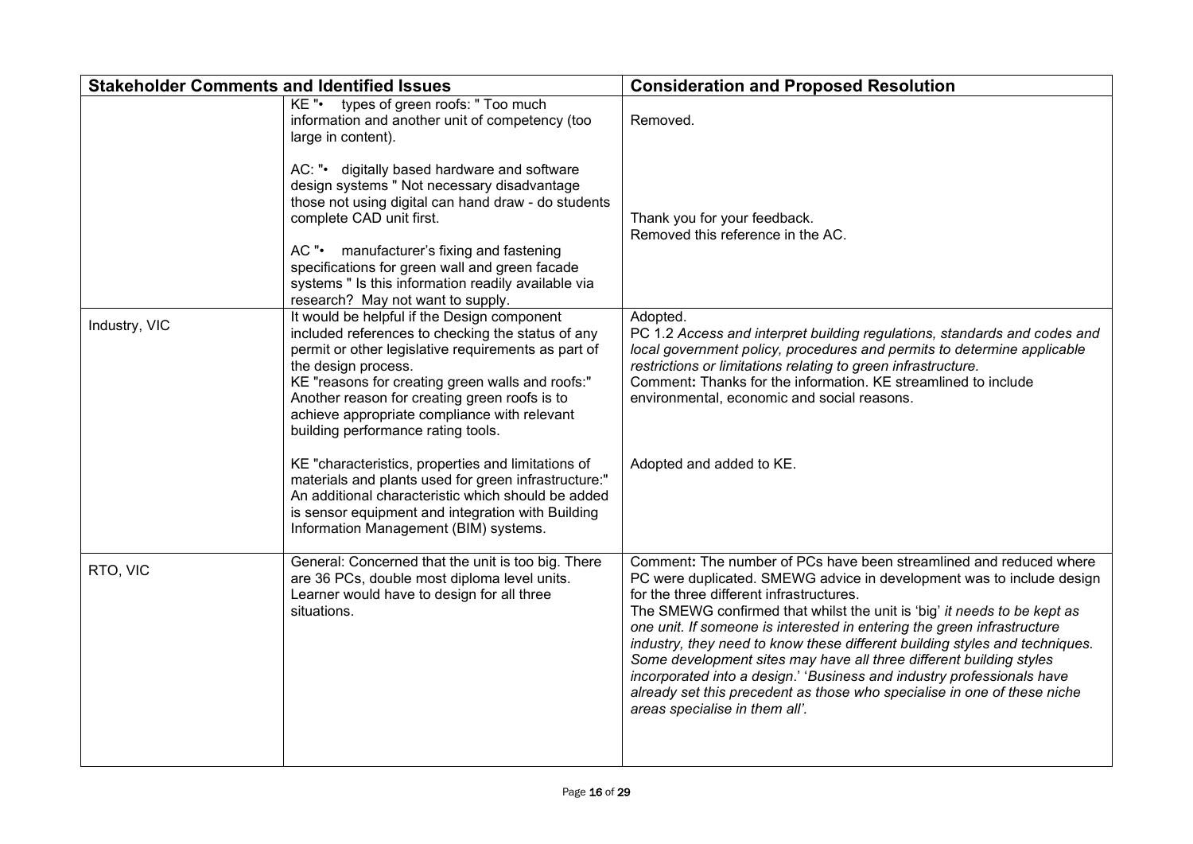| Stakeholder Comments and Identified Issues | | Consideration and Proposed Resolution |
|---|---|---|
| | KE "• types of green roofs: " Too much information and another unit of competency (too large in content).<br><br>AC: "• digitally based hardware and software design systems " Not necessary disadvantage those not using digital can hand draw - do students complete CAD unit first.<br><br>AC "• manufacturer's fixing and fastening specifications for green wall and green facade systems " Is this information readily available via research? May not want to supply. | Removed.<br><br>Thank you for your feedback.<br>Removed this reference in the AC. |
| Industry, VIC | It would be helpful if the Design component included references to checking the status of any permit or other legislative requirements as part of the design process.<br>KE "reasons for creating green walls and roofs:" Another reason for creating green roofs is to achieve appropriate compliance with relevant building performance rating tools.<br><br>KE "characteristics, properties and limitations of materials and plants used for green infrastructure:" An additional characteristic which should be added is sensor equipment and integration with Building Information Management (BIM) systems. | Adopted.<br>PC 1.2 *Access and interpret building regulations, standards and codes and local government policy, procedures and permits to determine applicable restrictions or limitations relating to green infrastructure.*<br>Comment**:** Thanks for the information. KE streamlined to include environmental, economic and social reasons.<br><br>Adopted and added to KE. |
| RTO, VIC | General: Concerned that the unit is too big. There are 36 PCs, double most diploma level units. Learner would have to design for all three situations. | Comment**:** The number of PCs have been streamlined and reduced where PC were duplicated. SMEWG advice in development was to include design for the three different infrastructures.<br>The SMEWG confirmed that whilst the unit is 'big' *it needs to be kept as one unit. If someone is interested in entering the green infrastructure industry, they need to know these different building styles and techniques. Some development sites may have all three different building styles incorporated into a design*.' '*Business and industry professionals have already set this precedent as those who specialise in one of these niche areas specialise in them all'.* |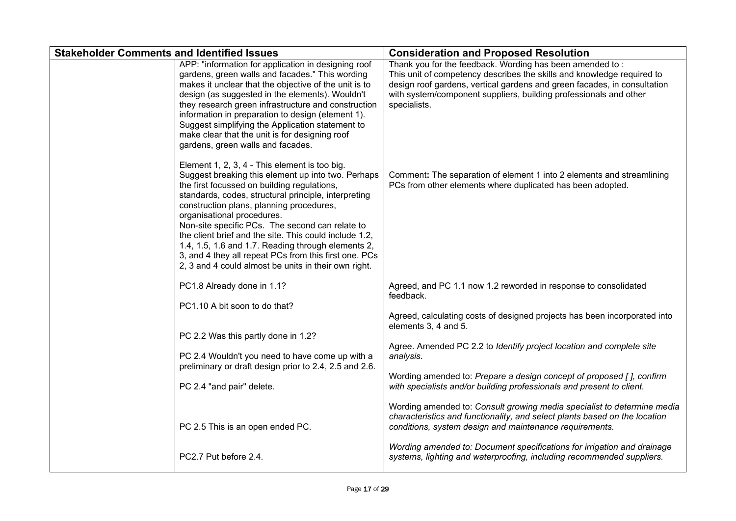| Stakeholder Comments and Identified Issues | | Consideration and Proposed Resolution |
|---|---|---|
| | APP: "information for application in designing roof gardens, green walls and facades." This wording makes it unclear that the objective of the unit is to design (as suggested in the elements). Wouldn't they research green infrastructure and construction information in preparation to design (element 1). Suggest simplifying the Application statement to make clear that the unit is for designing roof gardens, green walls and facades. | Thank you for the feedback. Wording has been amended to :<br>This unit of competency describes the skills and knowledge required to design roof gardens, vertical gardens and green facades, in consultation with system/component suppliers, building professionals and other specialists. |
| | Element 1, 2, 3, 4 - This element is too big. Suggest breaking this element up into two. Perhaps the first focussed on building regulations, standards, codes, structural principle, interpreting construction plans, planning procedures, organisational procedures.<br>Non-site specific PCs. The second can relate to the client brief and the site. This could include 1.2, 1.4, 1.5, 1.6 and 1.7. Reading through elements 2, 3, and 4 they all repeat PCs from this first one. PCs 2, 3 and 4 could almost be units in their own right. | Comment**:** The separation of element 1 into 2 elements and streamlining PCs from other elements where duplicated has been adopted. |
| | PC1.8 Already done in 1.1? | Agreed, and PC 1.1 now 1.2 reworded in response to consolidated feedback. |
| | PC1.10 A bit soon to do that? | Agreed, calculating costs of designed projects has been incorporated into elements 3, 4 and 5. |
| | PC 2.2 Was this partly done in 1.2? | Agree. Amended PC 2.2 to *Identify project location and complete site analysis*. |
| | PC 2.4 Wouldn't you need to have come up with a preliminary or draft design prior to 2.4, 2.5 and 2.6. | Wording amended to: *Prepare a design concept of proposed [ ], confirm with specialists and/or building professionals and present to client.* |
| | PC 2.4 "and pair" delete. | |
| | PC 2.5 This is an open ended PC. | Wording amended to: *Consult growing media specialist to determine media characteristics and functionality, and select plants based on the location conditions, system design and maintenance requirements.* |
| | PC2.7 Put before 2.4. | *Wording amended to: Document specifications for irrigation and drainage systems, lighting and waterproofing, including recommended suppliers.* |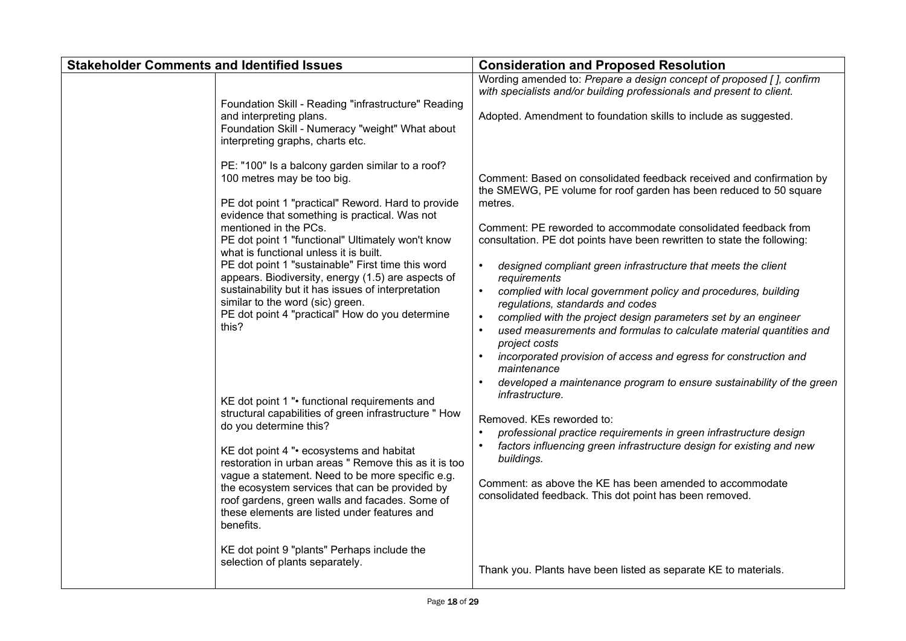| Stakeholder Comments and Identified Issues | | Consideration and Proposed Resolution |
|---|---|---|
| | | Wording amended to: *Prepare a design concept of proposed [ ], confirm with specialists and/or building professionals and present to client.* |
| | Foundation Skill - Reading "infrastructure" Reading and interpreting plans.<br>Foundation Skill - Numeracy "weight" What about interpreting graphs, charts etc. | Adopted. Amendment to foundation skills to include as suggested. |
| | PE: "100" Is a balcony garden similar to a roof? 100 metres may be too big. | Comment: Based on consolidated feedback received and confirmation by the SMEWG, PE volume for roof garden has been reduced to 50 square metres. |
| | PE dot point 1 "practical" Reword. Hard to provide evidence that something is practical. Was not mentioned in the PCs.<br>PE dot point 1 "functional" Ultimately won't know what is functional unless it is built.<br>PE dot point 1 "sustainable" First time this word appears. Biodiversity, energy (1.5) are aspects of sustainability but it has issues of interpretation similar to the word (sic) green.<br>PE dot point 4 "practical" How do you determine this? | Comment: PE reworded to accommodate consolidated feedback from consultation. PE dot points have been rewritten to state the following:<br>• *designed compliant green infrastructure that meets the client requirements*<br>• *complied with local government policy and procedures, building regulations, standards and codes*<br>• *complied with the project design parameters set by an engineer*<br>• *used measurements and formulas to calculate material quantities and project costs*<br>• *incorporated provision of access and egress for construction and maintenance*<br>• *developed a maintenance program to ensure sustainability of the green infrastructure.* |
| | KE dot point 1 "• functional requirements and structural capabilities of green infrastructure " How do you determine this? | Removed. KEs reworded to:<br>• *professional practice requirements in green infrastructure design*<br>• *factors influencing green infrastructure design for existing and new buildings.* |
| | KE dot point 4 "• ecosystems and habitat restoration in urban areas " Remove this as it is too vague a statement. Need to be more specific e.g. the ecosystem services that can be provided by roof gardens, green walls and facades. Some of these elements are listed under features and benefits. | Comment: as above the KE has been amended to accommodate consolidated feedback. This dot point has been removed. |
| | KE dot point 9 "plants" Perhaps include the selection of plants separately. | Thank you. Plants have been listed as separate KE to materials. |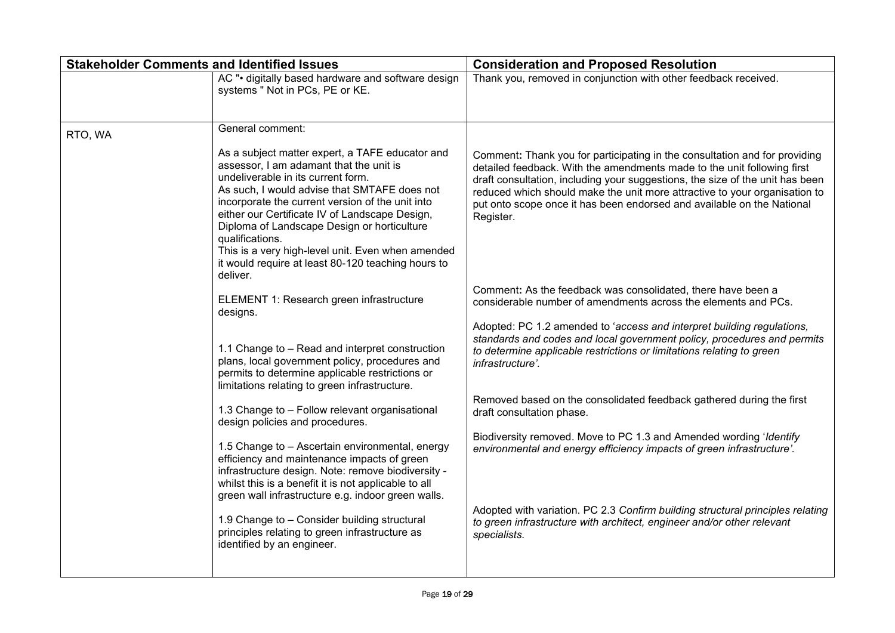| Stakeholder Comments and Identified Issues | | Consideration and Proposed Resolution |
|---|---|---|
| | AC "• digitally based hardware and software design systems " Not in PCs, PE or KE. | Thank you, removed in conjunction with other feedback received. |
| RTO, WA | General comment:<br><br>As a subject matter expert, a TAFE educator and assessor, I am adamant that the unit is undeliverable in its current form.<br>As such, I would advise that SMTAFE does not incorporate the current version of the unit into either our Certificate IV of Landscape Design, Diploma of Landscape Design or horticulture qualifications.<br>This is a very high-level unit. Even when amended it would require at least 80-120 teaching hours to deliver. | Comment**:** Thank you for participating in the consultation and for providing detailed feedback. With the amendments made to the unit following first draft consultation, including your suggestions, the size of the unit has been reduced which should make the unit more attractive to your organisation to put onto scope once it has been endorsed and available on the National Register. |
| | ELEMENT 1: Research green infrastructure designs. | Comment**:** As the feedback was consolidated, there have been a considerable number of amendments across the elements and PCs. |
| | 1.1 Change to – Read and interpret construction plans, local government policy, procedures and permits to determine applicable restrictions or limitations relating to green infrastructure. | Adopted: PC 1.2 amended to '*access and interpret building regulations, standards and codes and local government policy, procedures and permits to determine applicable restrictions or limitations relating to green infrastructure'.* |
| | 1.3 Change to – Follow relevant organisational design policies and procedures. | Removed based on the consolidated feedback gathered during the first draft consultation phase. |
| | 1.5 Change to – Ascertain environmental, energy efficiency and maintenance impacts of green infrastructure design. Note: remove biodiversity - whilst this is a benefit it is not applicable to all green wall infrastructure e.g. indoor green walls. | Biodiversity removed. Move to PC 1.3 and Amended wording '*Identify environmental and energy efficiency impacts of green infrastructure'.* |
| | 1.9 Change to – Consider building structural principles relating to green infrastructure as identified by an engineer. | Adopted with variation. PC 2.3 *Confirm building structural principles relating to green infrastructure with architect, engineer and/or other relevant specialists.* |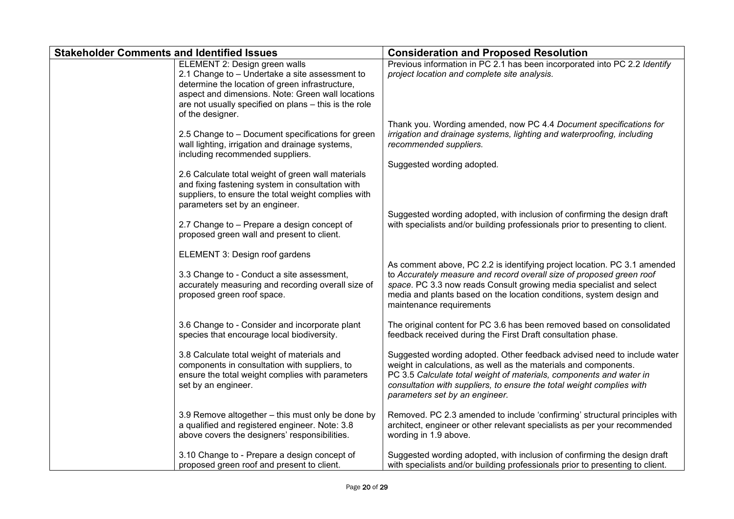| Stakeholder Comments and Identified Issues | | Consideration and Proposed Resolution |
|---|---|---|
| | ELEMENT 2: Design green walls<br>2.1 Change to – Undertake a site assessment to determine the location of green infrastructure, aspect and dimensions. Note: Green wall locations are not usually specified on plans – this is the role of the designer. | Previous information in PC 2.1 has been incorporated into PC 2.2 *Identify project location and complete site analysis.* |
| | 2.5 Change to – Document specifications for green wall lighting, irrigation and drainage systems, including recommended suppliers. | Thank you. Wording amended, now PC 4.4 *Document specifications for irrigation and drainage systems, lighting and waterproofing, including recommended suppliers.* |
| | 2.6 Calculate total weight of green wall materials and fixing fastening system in consultation with suppliers, to ensure the total weight complies with parameters set by an engineer. | Suggested wording adopted. |
| | 2.7 Change to – Prepare a design concept of proposed green wall and present to client. | Suggested wording adopted, with inclusion of confirming the design draft with specialists and/or building professionals prior to presenting to client. |
| | ELEMENT 3: Design roof gardens<br><br>3.3 Change to - Conduct a site assessment, accurately measuring and recording overall size of proposed green roof space. | As comment above, PC 2.2 is identifying project location. PC 3.1 amended to *Accurately measure and record overall size of proposed green roof space*. PC 3.3 now reads Consult growing media specialist and select media and plants based on the location conditions, system design and maintenance requirements |
| | 3.6 Change to - Consider and incorporate plant species that encourage local biodiversity. | The original content for PC 3.6 has been removed based on consolidated feedback received during the First Draft consultation phase. |
| | 3.8 Calculate total weight of materials and components in consultation with suppliers, to ensure the total weight complies with parameters set by an engineer. | Suggested wording adopted. Other feedback advised need to include water weight in calculations, as well as the materials and components.<br>PC 3.5 *Calculate total weight of materials, components and water in consultation with suppliers, to ensure the total weight complies with parameters set by an engineer.* |
| | 3.9 Remove altogether – this must only be done by a qualified and registered engineer. Note: 3.8 above covers the designers' responsibilities. | Removed. PC 2.3 amended to include 'confirming' structural principles with architect, engineer or other relevant specialists as per your recommended wording in 1.9 above. |
| | 3.10 Change to - Prepare a design concept of proposed green roof and present to client. | Suggested wording adopted, with inclusion of confirming the design draft with specialists and/or building professionals prior to presenting to client. |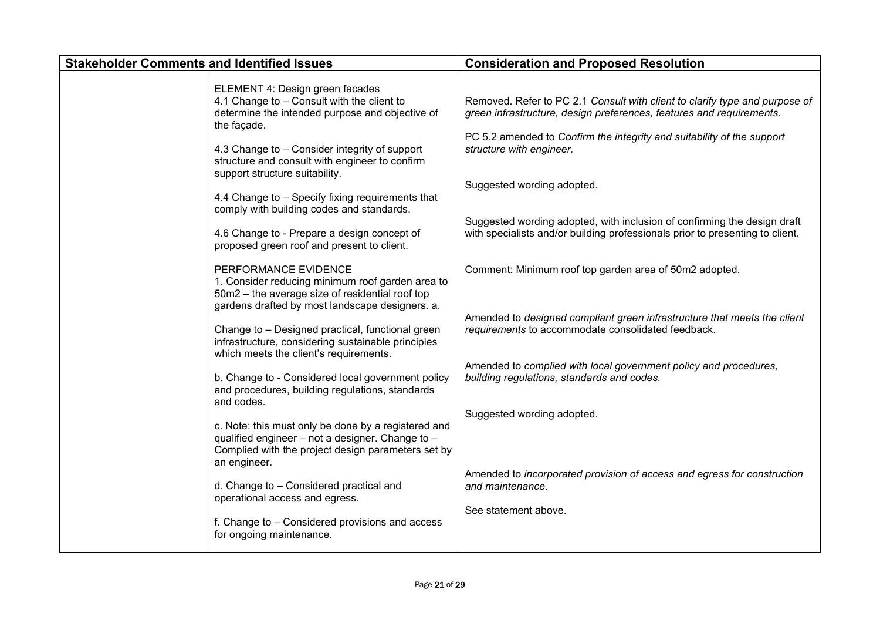| Stakeholder Comments and Identified Issues | | Consideration and Proposed Resolution |
|---|---|---|
| | ELEMENT 4: Design green facades<br>4.1 Change to – Consult with the client to determine the intended purpose and objective of the façade. | Removed. Refer to PC 2.1 *Consult with client to clarify type and purpose of green infrastructure, design preferences, features and requirements.* |
| | 4.3 Change to – Consider integrity of support structure and consult with engineer to confirm support structure suitability. | PC 5.2 amended to *Confirm the integrity and suitability of the support structure with engineer.* |
| | 4.4 Change to – Specify fixing requirements that comply with building codes and standards. | Suggested wording adopted. |
| | 4.6 Change to - Prepare a design concept of proposed green roof and present to client. | Suggested wording adopted, with inclusion of confirming the design draft with specialists and/or building professionals prior to presenting to client. |
| | PERFORMANCE EVIDENCE<br>1. Consider reducing minimum roof garden area to 50m2 – the average size of residential roof top gardens drafted by most landscape designers. a. | Comment: Minimum roof top garden area of 50m2 adopted. |
| | Change to – Designed practical, functional green infrastructure, considering sustainable principles which meets the client's requirements. | Amended to *designed compliant green infrastructure that meets the client requirements* to accommodate consolidated feedback. |
| | b. Change to - Considered local government policy and procedures, building regulations, standards and codes. | Amended to *complied with local government policy and procedures, building regulations, standards and codes.* |
| | c. Note: this must only be done by a registered and qualified engineer – not a designer. Change to – Complied with the project design parameters set by an engineer. | Suggested wording adopted. |
| | d. Change to – Considered practical and operational access and egress. | Amended to *incorporated provision of access and egress for construction and maintenance.* |
| | f. Change to – Considered provisions and access for ongoing maintenance. | See statement above. |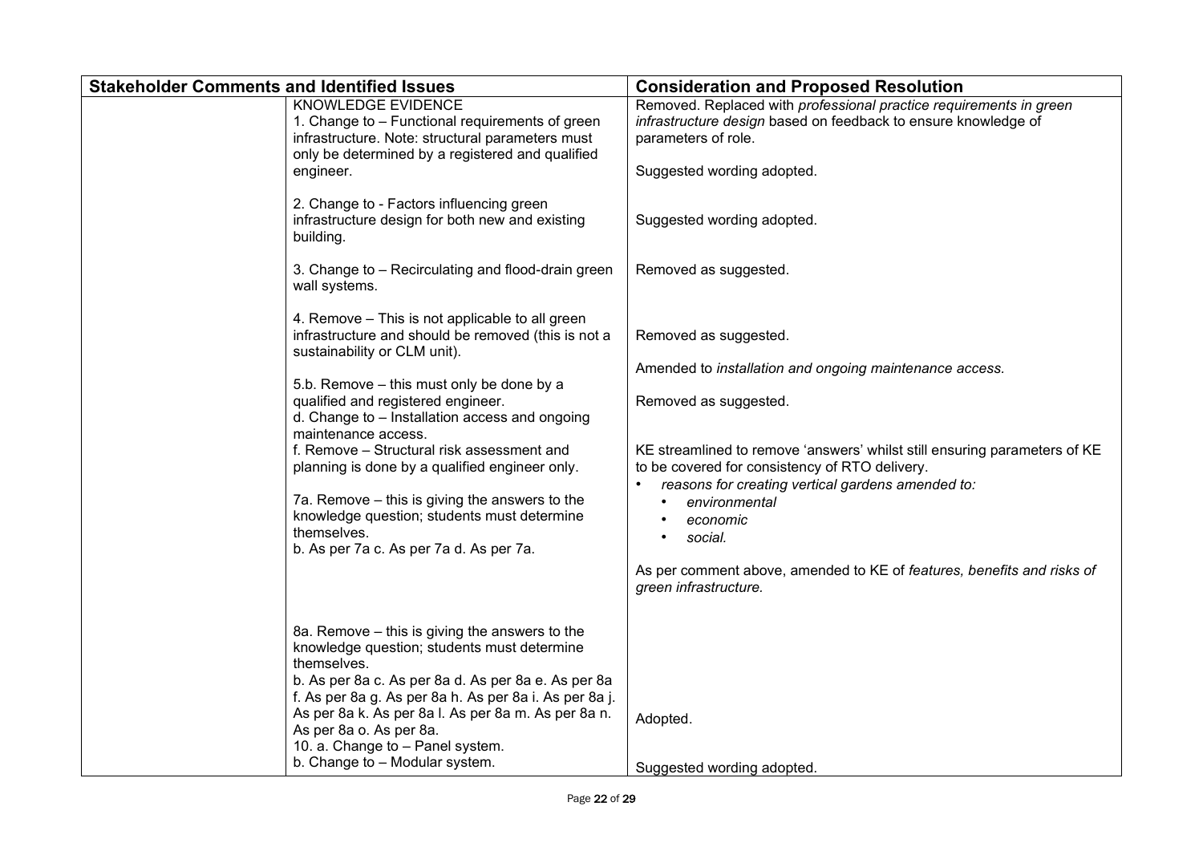| Stakeholder Comments and Identified Issues | | Consideration and Proposed Resolution |
|---|---|---|
| | KNOWLEDGE EVIDENCE<br>1. Change to – Functional requirements of green infrastructure. Note: structural parameters must only be determined by a registered and qualified engineer.<br><br>2. Change to - Factors influencing green infrastructure design for both new and existing building.<br><br>3. Change to – Recirculating and flood-drain green wall systems.<br><br>4. Remove – This is not applicable to all green infrastructure and should be removed (this is not a sustainability or CLM unit).<br><br>5.b. Remove – this must only be done by a qualified and registered engineer.<br>d. Change to – Installation access and ongoing maintenance access.<br>f. Remove – Structural risk assessment and planning is done by a qualified engineer only.<br><br>7a. Remove – this is giving the answers to the knowledge question; students must determine themselves.<br>b. As per 7a c. As per 7a d. As per 7a.<br><br>8a. Remove – this is giving the answers to the knowledge question; students must determine themselves.<br>b. As per 8a c. As per 8a d. As per 8a e. As per 8a f. As per 8a g. As per 8a h. As per 8a i. As per 8a j. As per 8a k. As per 8a l. As per 8a m. As per 8a n. As per 8a o. As per 8a.<br>10. a. Change to – Panel system.<br>b. Change to – Modular system. | Removed. Replaced with *professional practice requirements in green infrastructure design* based on feedback to ensure knowledge of parameters of role.<br><br>Suggested wording adopted.<br><br>Suggested wording adopted.<br><br>Removed as suggested.<br><br>Removed as suggested.<br><br>Amended to *installation and ongoing maintenance access.*<br><br>Removed as suggested.<br><br>KE streamlined to remove 'answers' whilst still ensuring parameters of KE to be covered for consistency of RTO delivery.<br>• *reasons for creating vertical gardens amended to:*<br>&nbsp;&nbsp;• *environmental*<br>&nbsp;&nbsp;• *economic*<br>&nbsp;&nbsp;• *social.*<br><br>As per comment above, amended to KE of *features, benefits and risks of green infrastructure.*<br><br>Adopted.<br><br>Suggested wording adopted. |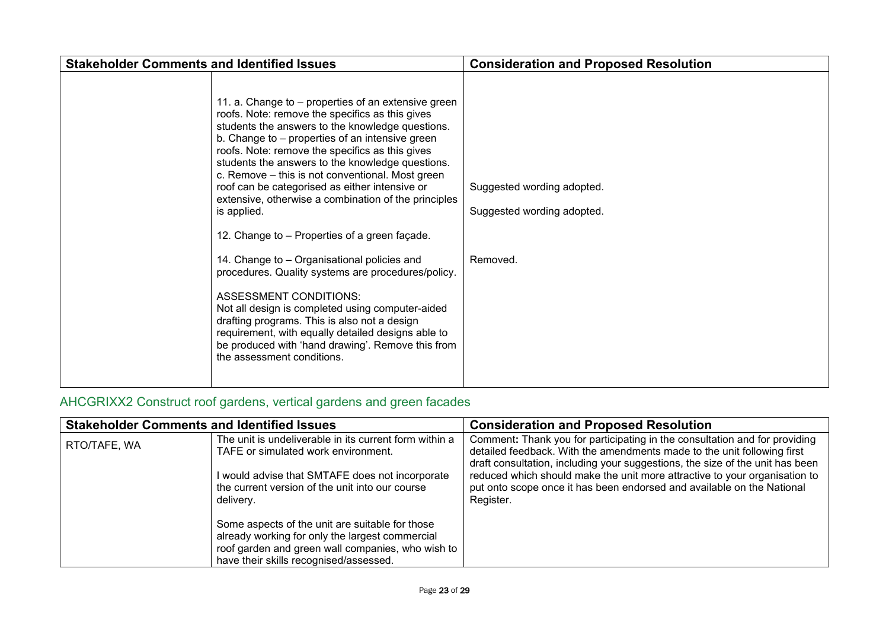| Stakeholder Comments and Identified Issues | | Consideration and Proposed Resolution |
|---|---|---|
| | 11. a. Change to – properties of an extensive green roofs. Note: remove the specifics as this gives students the answers to the knowledge questions.<br>b. Change to – properties of an intensive green roofs. Note: remove the specifics as this gives students the answers to the knowledge questions.<br>c. Remove – this is not conventional. Most green roof can be categorised as either intensive or extensive, otherwise a combination of the principles is applied.<br><br>12. Change to – Properties of a green façade.<br><br>14. Change to – Organisational policies and procedures. Quality systems are procedures/policy.<br><br>ASSESSMENT CONDITIONS:<br>Not all design is completed using computer-aided drafting programs. This is also not a design requirement, with equally detailed designs able to be produced with 'hand drawing'. Remove this from the assessment conditions. | Suggested wording adopted.<br><br>Suggested wording adopted.<br><br>Removed. |

## AHCGRIXX2 Construct roof gardens, vertical gardens and green facades

| Stakeholder Comments and Identified Issues | | Consideration and Proposed Resolution |
|---|---|---|
| RTO/TAFE, WA | The unit is undeliverable in its current form within a TAFE or simulated work environment.<br><br>I would advise that SMTAFE does not incorporate the current version of the unit into our course delivery.<br><br>Some aspects of the unit are suitable for those already working for only the largest commercial roof garden and green wall companies, who wish to have their skills recognised/assessed. | Comment**:** Thank you for participating in the consultation and for providing detailed feedback. With the amendments made to the unit following first draft consultation, including your suggestions, the size of the unit has been reduced which should make the unit more attractive to your organisation to put onto scope once it has been endorsed and available on the National Register. |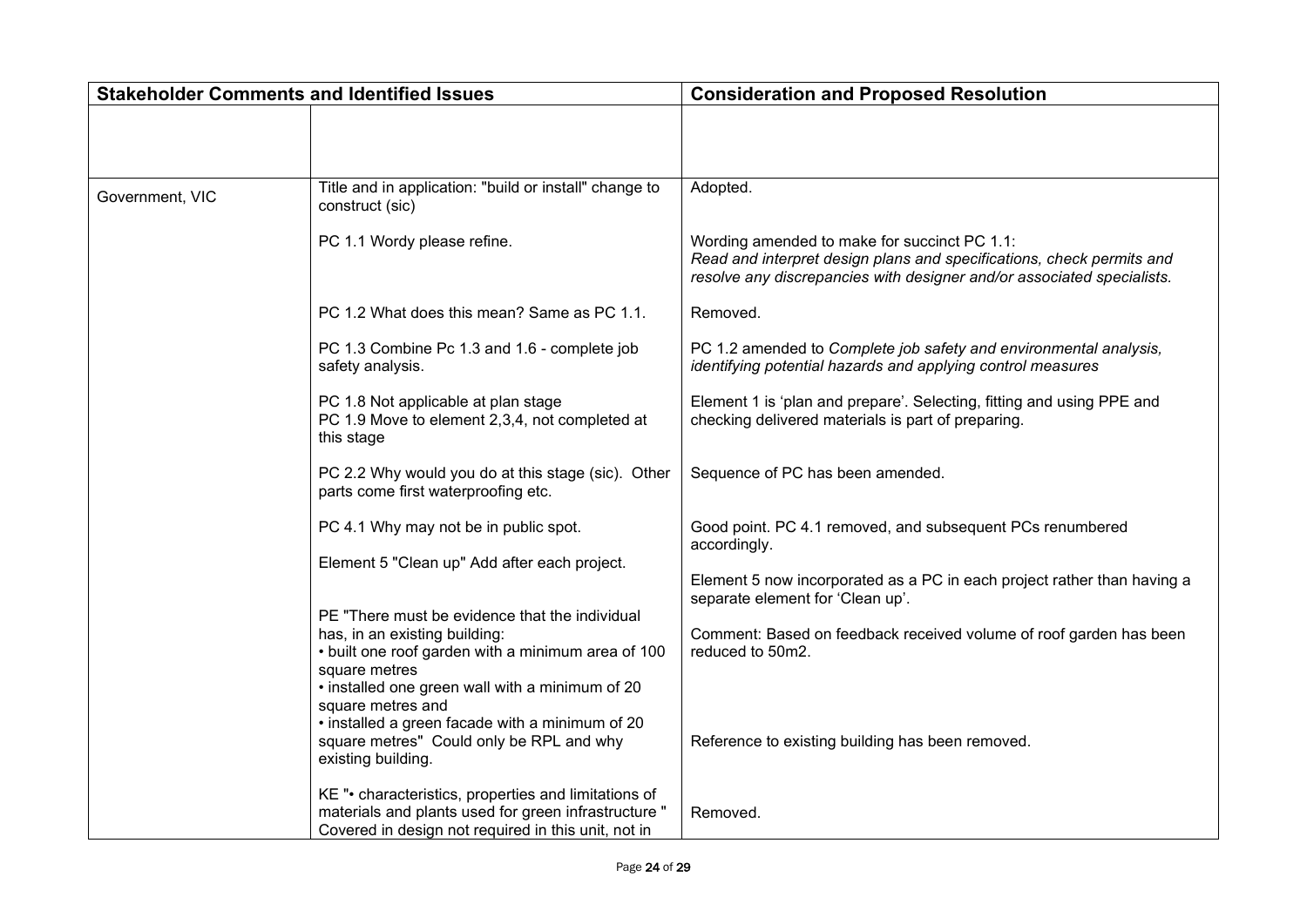| Stakeholder Comments and Identified Issues | | Consideration and Proposed Resolution |
| --- | --- | --- |
| | | |
| Government, VIC | Title and in application: "build or install" change to construct (sic) | Adopted. |
| | PC 1.1 Wordy please refine. | Wording amended to make for succinct PC 1.1: *Read and interpret design plans and specifications, check permits and resolve any discrepancies with designer and/or associated specialists.* |
| | PC 1.2 What does this mean? Same as PC 1.1. | Removed. |
| | PC 1.3 Combine Pc 1.3 and 1.6 - complete job safety analysis. | PC 1.2 amended to *Complete job safety and environmental analysis, identifying potential hazards and applying control measures* |
| | PC 1.8 Not applicable at plan stage<br>PC 1.9 Move to element 2,3,4, not completed at this stage | Element 1 is 'plan and prepare'. Selecting, fitting and using PPE and checking delivered materials is part of preparing. |
| | PC 2.2 Why would you do at this stage (sic). Other parts come first waterproofing etc. | Sequence of PC has been amended. |
| | PC 4.1 Why may not be in public spot. | Good point. PC 4.1 removed, and subsequent PCs renumbered accordingly. |
| | Element 5 "Clean up" Add after each project. | Element 5 now incorporated as a PC in each project rather than having a separate element for 'Clean up'. |
| | PE "There must be evidence that the individual has, in an existing building:<br>• built one roof garden with a minimum area of 100 square metres<br>• installed one green wall with a minimum of 20 square metres and<br>• installed a green facade with a minimum of 20 square metres" Could only be RPL and why existing building. | Comment: Based on feedback received volume of roof garden has been reduced to 50m2.<br><br>Reference to existing building has been removed. |
| | KE "• characteristics, properties and limitations of materials and plants used for green infrastructure " Covered in design not required in this unit, not in | Removed. |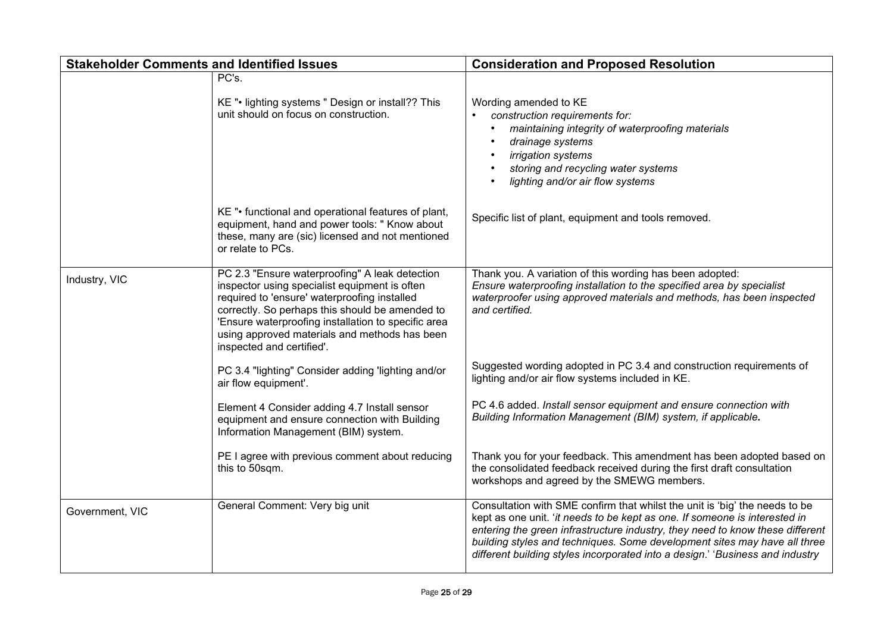| Stakeholder Comments and Identified Issues | | Consideration and Proposed Resolution |
|---|---|---|
| | PC's.<br><br>KE "• lighting systems " Design or install?? This unit should on focus on construction. | Wording amended to KE<br>• *construction requirements for:*<br>  • *maintaining integrity of waterproofing materials*<br>  • *drainage systems*<br>  • *irrigation systems*<br>  • *storing and recycling water systems*<br>  • *lighting and/or air flow systems* |
| | KE "• functional and operational features of plant, equipment, hand and power tools: " Know about these, many are (sic) licensed and not mentioned or relate to PCs. | Specific list of plant, equipment and tools removed. |
| Industry, VIC | PC 2.3 "Ensure waterproofing" A leak detection inspector using specialist equipment is often required to 'ensure' waterproofing installed correctly. So perhaps this should be amended to 'Ensure waterproofing installation to specific area using approved materials and methods has been inspected and certified'. | Thank you. A variation of this wording has been adopted:<br>*Ensure waterproofing installation to the specified area by specialist waterproofer using approved materials and methods, has been inspected and certified.* |
| | PC 3.4 "lighting" Consider adding 'lighting and/or air flow equipment'. | Suggested wording adopted in PC 3.4 and construction requirements of lighting and/or air flow systems included in KE. |
| | Element 4 Consider adding 4.7 Install sensor equipment and ensure connection with Building Information Management (BIM) system. | PC 4.6 added. *Install sensor equipment and ensure connection with Building Information Management (BIM) system, if applicable.* |
| | PE I agree with previous comment about reducing this to 50sqm. | Thank you for your feedback. This amendment has been adopted based on the consolidated feedback received during the first draft consultation workshops and agreed by the SMEWG members. |
| Government, VIC | General Comment: Very big unit | Consultation with SME confirm that whilst the unit is 'big' the needs to be kept as one unit. '*it needs to be kept as one. If someone is interested in entering the green infrastructure industry, they need to know these different building styles and techniques. Some development sites may have all three different building styles incorporated into a design*.' '*Business and industry* |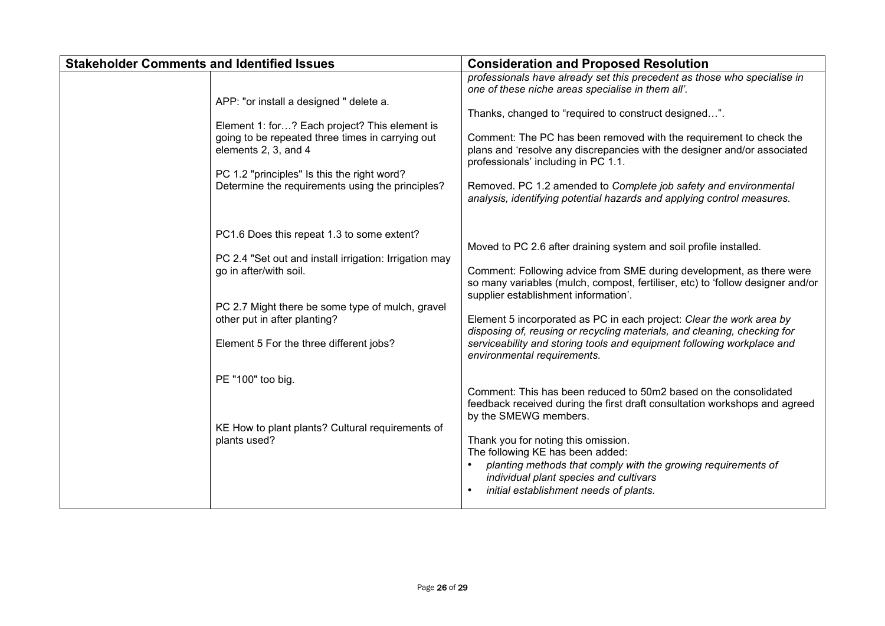| Stakeholder Comments and Identified Issues | | Consideration and Proposed Resolution |
|---|---|---|
| | | *professionals have already set this precedent as those who specialise in one of these niche areas specialise in them all'.* |
| | APP: "or install a designed " delete a. | Thanks, changed to "required to construct designed…". |
| | Element 1: for…? Each project? This element is going to be repeated three times in carrying out elements 2, 3, and 4 | Comment: The PC has been removed with the requirement to check the plans and 'resolve any discrepancies with the designer and/or associated professionals' including in PC 1.1. |
| | PC 1.2 "principles" Is this the right word? Determine the requirements using the principles? | Removed. PC 1.2 amended to *Complete job safety and environmental analysis, identifying potential hazards and applying control measures.* |
| | PC1.6 Does this repeat 1.3 to some extent? | |
| | PC 2.4 "Set out and install irrigation: Irrigation may go in after/with soil. | Moved to PC 2.6 after draining system and soil profile installed. |
| | PC 2.7 Might there be some type of mulch, gravel other put in after planting? | Comment: Following advice from SME during development, as there were so many variables (mulch, compost, fertiliser, etc) to 'follow designer and/or supplier establishment information'. |
| | Element 5 For the three different jobs? | Element 5 incorporated as PC in each project: *Clear the work area by disposing of, reusing or recycling materials, and cleaning, checking for serviceability and storing tools and equipment following workplace and environmental requirements.* |
| | PE "100" too big. | Comment: This has been reduced to 50m2 based on the consolidated feedback received during the first draft consultation workshops and agreed by the SMEWG members. |
| | KE How to plant plants? Cultural requirements of plants used? | Thank you for noting this omission.<br>The following KE has been added:<br>• *planting methods that comply with the growing requirements of individual plant species and cultivars*<br>• *initial establishment needs of plants.* |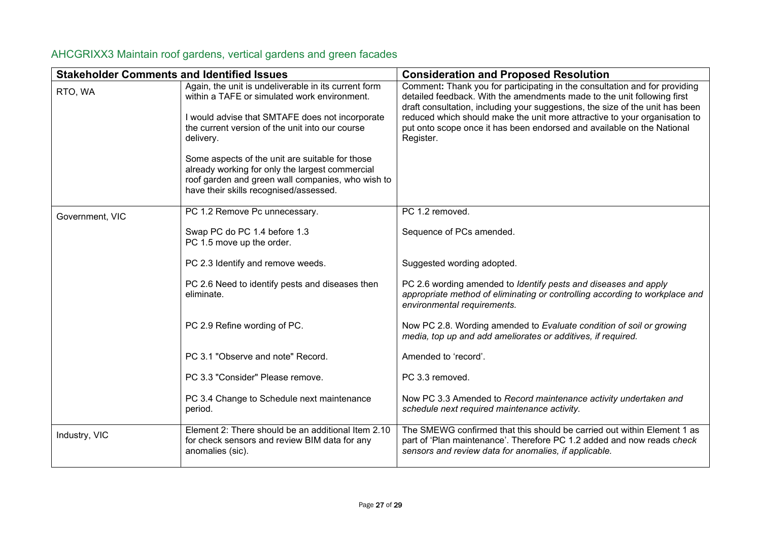## AHCGRIXX3 Maintain roof gardens, vertical gardens and green facades

| Stakeholder Comments and Identified Issues | | Consideration and Proposed Resolution |
|---|---|---|
| RTO, WA | Again, the unit is undeliverable in its current form within a TAFE or simulated work environment.<br><br>I would advise that SMTAFE does not incorporate the current version of the unit into our course delivery.<br><br>Some aspects of the unit are suitable for those already working for only the largest commercial roof garden and green wall companies, who wish to have their skills recognised/assessed. | Comment**:** Thank you for participating in the consultation and for providing detailed feedback. With the amendments made to the unit following first draft consultation, including your suggestions, the size of the unit has been reduced which should make the unit more attractive to your organisation to put onto scope once it has been endorsed and available on the National Register. |
| Government, VIC | PC 1.2 Remove Pc unnecessary. | PC 1.2 removed. |
| | Swap PC do PC 1.4 before 1.3<br>PC 1.5 move up the order. | Sequence of PCs amended. |
| | PC 2.3 Identify and remove weeds. | Suggested wording adopted. |
| | PC 2.6 Need to identify pests and diseases then eliminate. | PC 2.6 wording amended to *Identify pests and diseases and apply appropriate method of eliminating or controlling according to workplace and environmental requirements.* |
| | PC 2.9 Refine wording of PC. | Now PC 2.8. Wording amended to *Evaluate condition of soil or growing media, top up and add ameliorates or additives, if required.* |
| | PC 3.1 "Observe and note" Record. | Amended to 'record'. |
| | PC 3.3 "Consider" Please remove. | PC 3.3 removed. |
| | PC 3.4 Change to Schedule next maintenance period. | Now PC 3.3 Amended to *Record maintenance activity undertaken and schedule next required maintenance activity.* |
| Industry, VIC | Element 2: There should be an additional Item 2.10 for check sensors and review BIM data for any anomalies (sic). | The SMEWG confirmed that this should be carried out within Element 1 as part of 'Plan maintenance'. Therefore PC 1.2 added and now reads c*heck sensors and review data for anomalies, if applicable.* |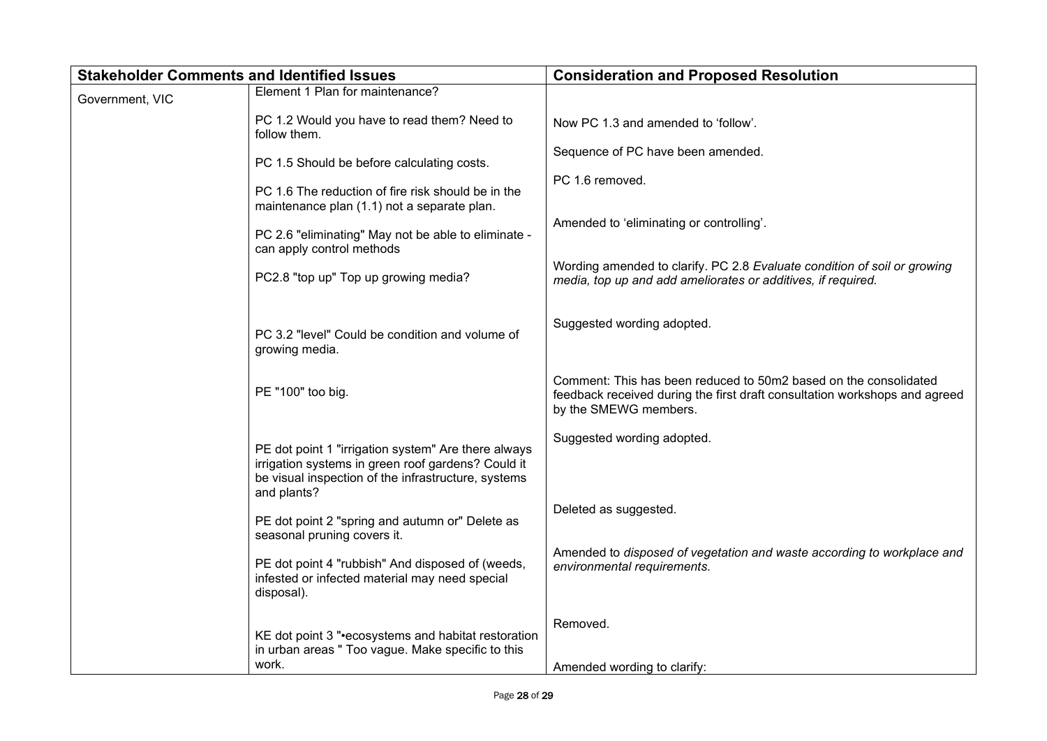| Stakeholder Comments and Identified Issues | | Consideration and Proposed Resolution |
|---|---|---|
| Government, VIC | Element 1 Plan for maintenance? | |
| | PC 1.2 Would you have to read them? Need to follow them. | Now PC 1.3 and amended to 'follow'. |
| | PC 1.5 Should be before calculating costs. | Sequence of PC have been amended. |
| | PC 1.6 The reduction of fire risk should be in the maintenance plan (1.1) not a separate plan. | PC 1.6 removed. |
| | PC 2.6 "eliminating" May not be able to eliminate - can apply control methods | Amended to 'eliminating or controlling'. |
| | PC2.8 "top up" Top up growing media? | Wording amended to clarify. PC 2.8 *Evaluate condition of soil or growing media, top up and add ameliorates or additives, if required.* |
| | PC 3.2 "level" Could be condition and volume of growing media. | Suggested wording adopted. |
| | PE "100" too big. | Comment: This has been reduced to 50m2 based on the consolidated feedback received during the first draft consultation workshops and agreed by the SMEWG members. |
| | PE dot point 1 "irrigation system" Are there always irrigation systems in green roof gardens? Could it be visual inspection of the infrastructure, systems and plants? | Suggested wording adopted. |
| | PE dot point 2 "spring and autumn or" Delete as seasonal pruning covers it. | Deleted as suggested. |
| | PE dot point 4 "rubbish" And disposed of (weeds, infested or infected material may need special disposal). | Amended to *disposed of vegetation and waste according to workplace and environmental requirements.* |
| | KE dot point 3 "•ecosystems and habitat restoration in urban areas " Too vague. Make specific to this work. | Removed.<br><br>Amended wording to clarify: |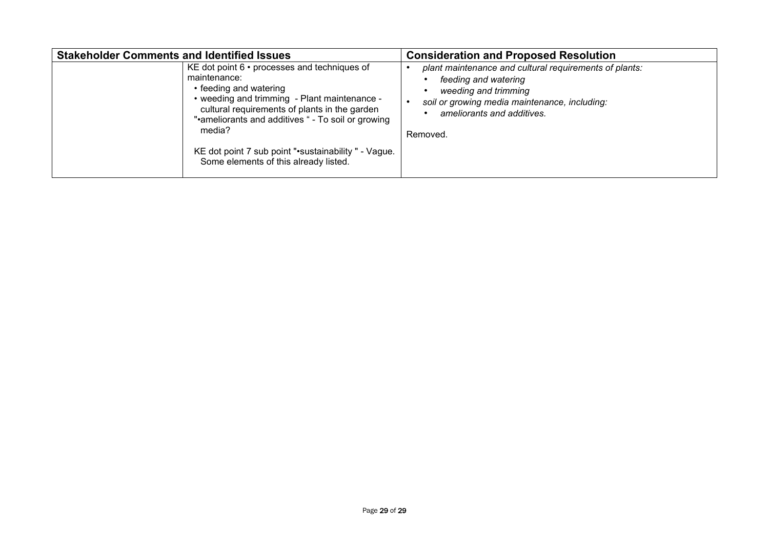| Stakeholder Comments and Identified Issues | | Consideration and Proposed Resolution |
|---|---|---|
| | KE dot point 6 • processes and techniques of maintenance:<br>• feeding and watering<br>• weeding and trimming - Plant maintenance - cultural requirements of plants in the garden<br>"•ameliorants and additives " - To soil or growing media?<br><br>KE dot point 7 sub point "•sustainability " - Vague. Some elements of this already listed. | • *plant maintenance and cultural requirements of plants:*<br>• *feeding and watering*<br>• *weeding and trimming*<br>• *soil or growing media maintenance, including:*<br>• *ameliorants and additives.*<br><br>Removed. |